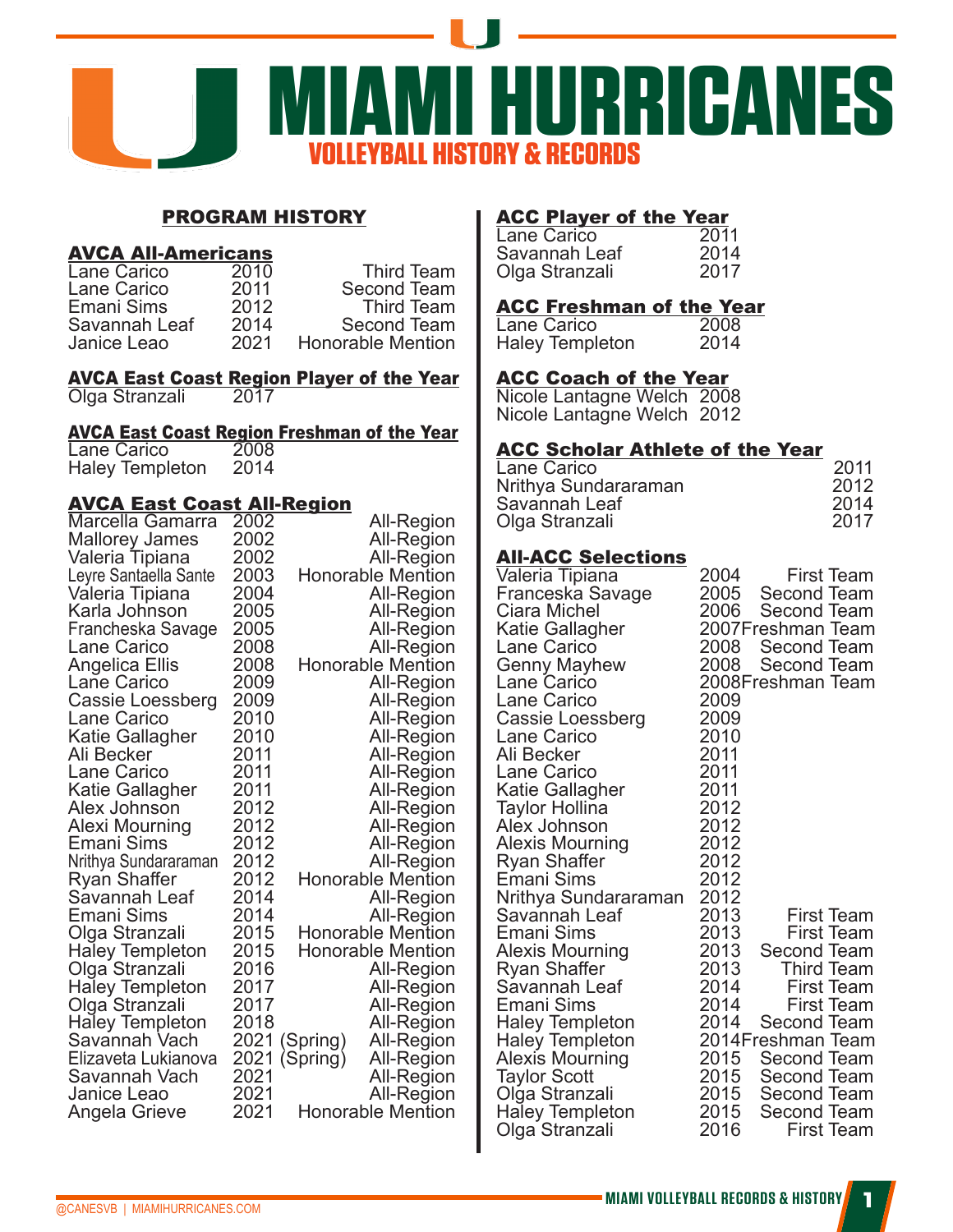# MIAMI HURRICANES

## VOLLEYBALL HISTORY & RECORDS

## PROGRAM HISTORY

### AVCA All-Americans

| Name | Year | Team |
|---|---|---|
| Lane Carico | 2010 | Third Team |
| Lane Carico | 2011 | Second Team |
| Emani Sims | 2012 | Third Team |
| Savannah Leaf | 2014 | Second Team |
| Janice Leao | 2021 | Honorable Mention |

### AVCA East Coast Region Player of the Year

| Name | Year |
|---|---|
| Olga Stranzali | 2017 |

### AVCA East Coast Region Freshman of the Year

| Name | Year |
|---|---|
| Lane Carico | 2008 |
| Haley Templeton | 2014 |

### AVCA East Coast All-Region

| Name | Year | Honor |
|---|---|---|
| Marcella Gamarra | 2002 | All-Region |
| Mallorey James | 2002 | All-Region |
| Valeria Tipiana | 2002 | All-Region |
| Leyre Santaella Sante | 2003 | Honorable Mention |
| Valeria Tipiana | 2004 | All-Region |
| Karla Johnson | 2005 | All-Region |
| Francheska Savage | 2005 | All-Region |
| Lane Carico | 2008 | All-Region |
| Angelica Ellis | 2008 | Honorable Mention |
| Lane Carico | 2009 | All-Region |
| Cassie Loessberg | 2009 | All-Region |
| Lane Carico | 2010 | All-Region |
| Katie Gallagher | 2010 | All-Region |
| Ali Becker | 2011 | All-Region |
| Lane Carico | 2011 | All-Region |
| Katie Gallagher | 2011 | All-Region |
| Alex Johnson | 2012 | All-Region |
| Alexi Mourning | 2012 | All-Region |
| Emani Sims | 2012 | All-Region |
| Nrithya Sundararaman | 2012 | All-Region |
| Ryan Shaffer | 2012 | Honorable Mention |
| Savannah Leaf | 2014 | All-Region |
| Emani Sims | 2014 | All-Region |
| Olga Stranzali | 2015 | Honorable Mention |
| Haley Templeton | 2015 | Honorable Mention |
| Olga Stranzali | 2016 | All-Region |
| Haley Templeton | 2017 | All-Region |
| Olga Stranzali | 2017 | All-Region |
| Haley Templeton | 2018 | All-Region |
| Savannah Vach | 2021 (Spring) | All-Region |
| Elizaveta Lukianova | 2021 (Spring) | All-Region |
| Savannah Vach | 2021 | All-Region |
| Janice Leao | 2021 | All-Region |
| Angela Grieve | 2021 | Honorable Mention |

### ACC Player of the Year

| Name | Year |
|---|---|
| Lane Carico | 2011 |
| Savannah Leaf | 2014 |
| Olga Stranzali | 2017 |

### ACC Freshman of the Year

| Name | Year |
|---|---|
| Lane Carico | 2008 |
| Haley Templeton | 2014 |

### ACC Coach of the Year

| Name | Year |
|---|---|
| Nicole Lantagne Welch | 2008 |
| Nicole Lantagne Welch | 2012 |

### ACC Scholar Athlete of the Year

| Name | Year |
|---|---|
| Lane Carico | 2011 |
| Nrithya Sundararaman | 2012 |
| Savannah Leaf | 2014 |
| Olga Stranzali | 2017 |

### All-ACC Selections

| Name | Year | Team |
|---|---|---|
| Valeria Tipiana | 2004 | First Team |
| Franceska Savage | 2005 | Second Team |
| Ciara Michel | 2006 | Second Team |
| Katie Gallagher | 2007 | Freshman Team |
| Lane Carico | 2008 | Second Team |
| Genny Mayhew | 2008 | Second Team |
| Lane Carico | 2008 | Freshman Team |
| Lane Carico | 2009 | |
| Cassie Loessberg | 2009 | |
| Lane Carico | 2010 | |
| Ali Becker | 2011 | |
| Lane Carico | 2011 | |
| Katie Gallagher | 2011 | |
| Taylor Hollina | 2012 | |
| Alex Johnson | 2012 | |
| Alexis Mourning | 2012 | |
| Ryan Shaffer | 2012 | |
| Emani Sims | 2012 | |
| Nrithya Sundararaman | 2012 | |
| Savannah Leaf | 2013 | First Team |
| Emani Sims | 2013 | First Team |
| Alexis Mourning | 2013 | Second Team |
| Ryan Shaffer | 2013 | Third Team |
| Savannah Leaf | 2014 | First Team |
| Emani Sims | 2014 | First Team |
| Haley Templeton | 2014 | Second Team |
| Haley Templeton | 2014 | Freshman Team |
| Alexis Mourning | 2015 | Second Team |
| Taylor Scott | 2015 | Second Team |
| Olga Stranzali | 2015 | Second Team |
| Haley Templeton | 2015 | Second Team |
| Olga Stranzali | 2016 | First Team |

@CANESVB | MIAMIHURRICANES.COM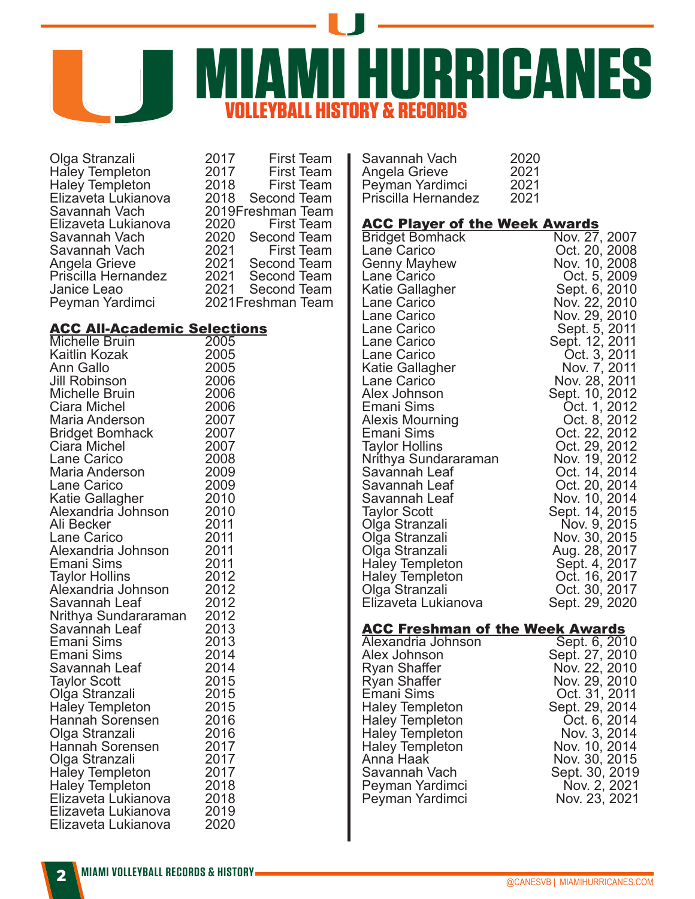# MIAMI HURRICANES

## VOLLEYBALL HISTORY & RECORDS

| Name | Year | Team |
|---|---|---|
| Olga Stranzali | 2017 | First Team |
| Haley Templeton | 2017 | First Team |
| Haley Templeton | 2018 | First Team |
| Elizaveta Lukianova | 2018 | Second Team |
| Savannah Vach | 2019 | Freshman Team |
| Elizaveta Lukianova | 2020 | First Team |
| Savannah Vach | 2020 | Second Team |
| Savannah Vach | 2021 | First Team |
| Angela Grieve | 2021 | Second Team |
| Priscilla Hernandez | 2021 | Second Team |
| Janice Leao | 2021 | Second Team |
| Peyman Yardimci | 2021 | Freshman Team |

### ACC All-Academic Selections

| Name | Year |
|---|---|
| Michelle Bruin | 2005 |
| Kaitlin Kozak | 2005 |
| Ann Gallo | 2005 |
| Jill Robinson | 2006 |
| Michelle Bruin | 2006 |
| Ciara Michel | 2006 |
| Maria Anderson | 2007 |
| Bridget Bomhack | 2007 |
| Ciara Michel | 2007 |
| Lane Carico | 2008 |
| Maria Anderson | 2009 |
| Lane Carico | 2009 |
| Katie Gallagher | 2010 |
| Alexandria Johnson | 2010 |
| Ali Becker | 2011 |
| Lane Carico | 2011 |
| Alexandria Johnson | 2011 |
| Emani Sims | 2011 |
| Taylor Hollins | 2012 |
| Alexandria Johnson | 2012 |
| Savannah Leaf | 2012 |
| Nrithya Sundararaman | 2012 |
| Savannah Leaf | 2013 |
| Emani Sims | 2013 |
| Emani Sims | 2014 |
| Savannah Leaf | 2014 |
| Taylor Scott | 2015 |
| Olga Stranzali | 2015 |
| Haley Templeton | 2015 |
| Hannah Sorensen | 2016 |
| Olga Stranzali | 2016 |
| Hannah Sorensen | 2017 |
| Olga Stranzali | 2017 |
| Haley Templeton | 2017 |
| Haley Templeton | 2018 |
| Elizaveta Lukianova | 2018 |
| Elizaveta Lukianova | 2019 |
| Elizaveta Lukianova | 2020 |
| Savannah Vach | 2020 |
| Angela Grieve | 2021 |
| Peyman Yardimci | 2021 |
| Priscilla Hernandez | 2021 |

### ACC Player of the Week Awards

| Name | Date |
|---|---|
| Bridget Bomhack | Nov. 27, 2007 |
| Lane Carico | Oct. 20, 2008 |
| Genny Mayhew | Nov. 10, 2008 |
| Lane Carico | Oct. 5, 2009 |
| Katie Gallagher | Sept. 6, 2010 |
| Lane Carico | Nov. 22, 2010 |
| Lane Carico | Nov. 29, 2010 |
| Lane Carico | Sept. 5, 2011 |
| Lane Carico | Sept. 12, 2011 |
| Lane Carico | Oct. 3, 2011 |
| Katie Gallagher | Nov. 7, 2011 |
| Lane Carico | Nov. 28, 2011 |
| Alex Johnson | Sept. 10, 2012 |
| Emani Sims | Oct. 1, 2012 |
| Alexis Mourning | Oct. 8, 2012 |
| Emani Sims | Oct. 22, 2012 |
| Taylor Hollins | Oct. 29, 2012 |
| Nrithya Sundararaman | Nov. 19, 2012 |
| Savannah Leaf | Oct. 14, 2014 |
| Savannah Leaf | Oct. 20, 2014 |
| Savannah Leaf | Nov. 10, 2014 |
| Taylor Scott | Sept. 14, 2015 |
| Olga Stranzali | Nov. 9, 2015 |
| Olga Stranzali | Nov. 30, 2015 |
| Olga Stranzali | Aug. 28, 2017 |
| Haley Templeton | Sept. 4, 2017 |
| Haley Templeton | Oct. 16, 2017 |
| Olga Stranzali | Oct. 30, 2017 |
| Elizaveta Lukianova | Sept. 29, 2020 |

### ACC Freshman of the Week Awards

| Name | Date |
|---|---|
| Alexandria Johnson | Sept. 6, 2010 |
| Alex Johnson | Sept. 27, 2010 |
| Ryan Shaffer | Nov. 22, 2010 |
| Ryan Shaffer | Nov. 29, 2010 |
| Emani Sims | Oct. 31, 2011 |
| Haley Templeton | Sept. 29, 2014 |
| Haley Templeton | Oct. 6, 2014 |
| Haley Templeton | Nov. 3, 2014 |
| Haley Templeton | Nov. 10, 2014 |
| Anna Haak | Nov. 30, 2015 |
| Savannah Vach | Sept. 30, 2019 |
| Peyman Yardimci | Nov. 2, 2021 |
| Peyman Yardimci | Nov. 23, 2021 |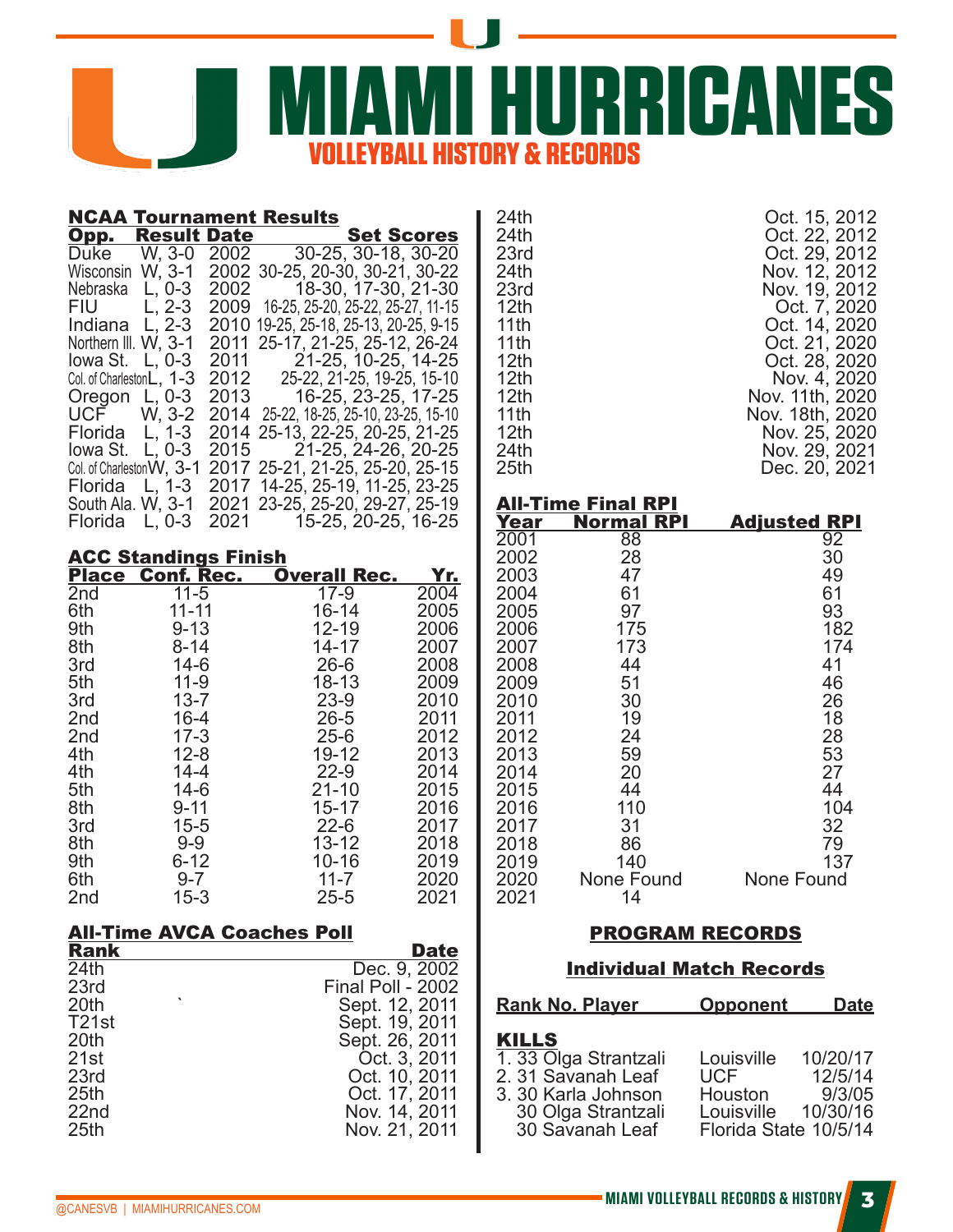# MIAMI HURRICANES

## VOLLEYBALL HISTORY & RECORDS

### NCAA Tournament Results

| Opp. | Result | Date | Set Scores |
|---|---|---|---|
| Duke | W, 3-0 | 2002 | 30-25, 30-18, 30-20 |
| Wisconsin | W, 3-1 | 2002 | 30-25, 20-30, 30-21, 30-22 |
| Nebraska | L, 0-3 | 2002 | 18-30, 17-30, 21-30 |
| FIU | L, 2-3 | 2009 | 16-25, 25-20, 25-22, 25-27, 11-15 |
| Indiana | L, 2-3 | 2010 | 19-25, 25-18, 25-13, 20-25, 9-15 |
| Northern Ill. | W, 3-1 | 2011 | 25-17, 21-25, 25-12, 26-24 |
| Iowa St. | L, 0-3 | 2011 | 21-25, 10-25, 14-25 |
| Col. of Charleston | L, 1-3 | 2012 | 25-22, 21-25, 19-25, 15-10 |
| Oregon | L, 0-3 | 2013 | 16-25, 23-25, 17-25 |
| UCF | W, 3-2 | 2014 | 25-22, 18-25, 25-10, 23-25, 15-10 |
| Florida | L, 1-3 | 2014 | 25-13, 22-25, 20-25, 21-25 |
| Iowa St. | L, 0-3 | 2015 | 21-25, 24-26, 20-25 |
| Col. of Charleston | W, 3-1 | 2017 | 25-21, 21-25, 25-20, 25-15 |
| Florida | L, 1-3 | 2017 | 14-25, 25-19, 11-25, 23-25 |
| South Ala. | W, 3-1 | 2021 | 23-25, 25-20, 29-27, 25-19 |
| Florida | L, 0-3 | 2021 | 15-25, 20-25, 16-25 |

### ACC Standings Finish

| Place | Conf. Rec. | Overall Rec. | Yr. |
|---|---|---|---|
| 2nd | 11-5 | 17-9 | 2004 |
| 6th | 11-11 | 16-14 | 2005 |
| 9th | 9-13 | 12-19 | 2006 |
| 8th | 8-14 | 14-17 | 2007 |
| 3rd | 14-6 | 26-6 | 2008 |
| 5th | 11-9 | 18-13 | 2009 |
| 3rd | 13-7 | 23-9 | 2010 |
| 2nd | 16-4 | 26-5 | 2011 |
| 2nd | 17-3 | 25-6 | 2012 |
| 4th | 12-8 | 19-12 | 2013 |
| 4th | 14-4 | 22-9 | 2014 |
| 5th | 14-6 | 21-10 | 2015 |
| 8th | 9-11 | 15-17 | 2016 |
| 3rd | 15-5 | 22-6 | 2017 |
| 8th | 9-9 | 13-12 | 2018 |
| 9th | 6-12 | 10-16 | 2019 |
| 6th | 9-7 | 11-7 | 2020 |
| 2nd | 15-3 | 25-5 | 2021 |

### All-Time AVCA Coaches Poll

| Rank | Date |
|---|---|
| 24th | Dec. 9, 2002 |
| 23rd | Final Poll - 2002 |
| 20th | Sept. 12, 2011 |
| T21st | Sept. 19, 2011 |
| 20th | Sept. 26, 2011 |
| 21st | Oct. 3, 2011 |
| 23rd | Oct. 10, 2011 |
| 25th | Oct. 17, 2011 |
| 22nd | Nov. 14, 2011 |
| 25th | Nov. 21, 2011 |
| 24th | Oct. 15, 2012 |
| 24th | Oct. 22, 2012 |
| 23rd | Oct. 29, 2012 |
| 24th | Nov. 12, 2012 |
| 23rd | Nov. 19, 2012 |
| 12th | Oct. 7, 2020 |
| 11th | Oct. 14, 2020 |
| 11th | Oct. 21, 2020 |
| 12th | Oct. 28, 2020 |
| 12th | Nov. 4, 2020 |
| 12th | Nov. 11th, 2020 |
| 11th | Nov. 18th, 2020 |
| 12th | Nov. 25, 2020 |
| 24th | Nov. 29, 2021 |
| 25th | Dec. 20, 2021 |

### All-Time Final RPI

| Year | Normal RPI | Adjusted RPI |
|---|---|---|
| 2001 | 88 | 92 |
| 2002 | 28 | 30 |
| 2003 | 47 | 49 |
| 2004 | 61 | 61 |
| 2005 | 97 | 93 |
| 2006 | 175 | 182 |
| 2007 | 173 | 174 |
| 2008 | 44 | 41 |
| 2009 | 51 | 46 |
| 2010 | 30 | 26 |
| 2011 | 19 | 18 |
| 2012 | 24 | 28 |
| 2013 | 59 | 53 |
| 2014 | 20 | 27 |
| 2015 | 44 | 44 |
| 2016 | 110 | 104 |
| 2017 | 31 | 32 |
| 2018 | 86 | 79 |
| 2019 | 140 | 137 |
| 2020 | None Found | None Found |
| 2021 | 14 | |

## PROGRAM RECORDS

### Individual Match Records

| Rank | No. | Player | Opponent | Date |
|---|---|---|---|---|
| **KILLS** | | | | |
| 1. | 33 | Olga Strantzali | Louisville | 10/20/17 |
| 2. | 31 | Savanah Leaf | UCF | 12/5/14 |
| 3. | 30 | Karla Johnson | Houston | 9/3/05 |
| | 30 | Olga Strantzali | Louisville | 10/30/16 |
| | 30 | Savanah Leaf | Florida State | 10/5/14 |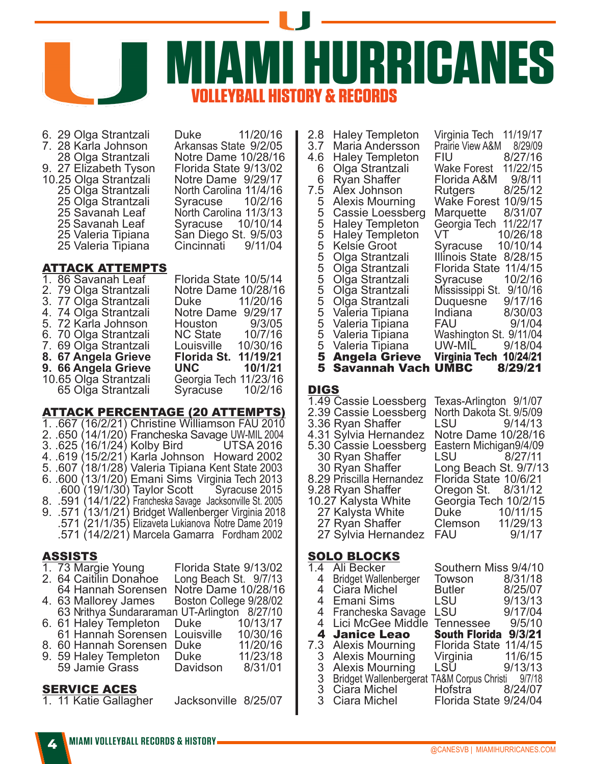# MIAMI HURRICANES

## VOLLEYBALL HISTORY & RECORDS

| Rank | No. | Player | Opponent | Date |
|---|---|---|---|---|
| 6. | 29 | Olga Strantzali | Duke | 11/20/16 |
| 7. | 28 | Karla Johnson | Arkansas State | 9/2/05 |
| | 28 | Olga Strantzali | Notre Dame | 10/28/16 |
| 9. | 27 | Elizabeth Tyson | Florida State | 9/13/02 |
| 10. | 25 | Olga Strantzali | Notre Dame | 9/29/17 |
| | 25 | Olga Strantzali | North Carolina | 11/4/16 |
| | 25 | Olga Strantzali | Syracuse | 10/2/16 |
| | 25 | Savanah Leaf | North Carolina | 11/3/13 |
| | 25 | Savanah Leaf | Syracuse | 10/10/14 |
| | 25 | Valeria Tipiana | San Diego St. | 9/5/03 |
| | 25 | Valeria Tipiana | Cincinnati | 9/11/04 |

### ATTACK ATTEMPTS

| Rank | No. | Player | Opponent | Date |
|---|---|---|---|---|
| 1. | 86 | Savanah Leaf | Florida State | 10/5/14 |
| 2. | 79 | Olga Strantzali | Notre Dame | 10/28/16 |
| 3. | 77 | Olga Strantzali | Duke | 11/20/16 |
| 4. | 74 | Olga Strantzali | Notre Dame | 9/29/17 |
| 5. | 72 | Karla Johnson | Houston | 9/3/05 |
| 6. | 70 | Olga Strantzali | NC State | 10/7/16 |
| 7. | 69 | Olga Strantzali | Louisville | 10/30/16 |
| **8.** | **67** | **Angela Grieve** | **Florida St.** | **11/19/21** |
| **9.** | **66** | **Angela Grieve** | **UNC** | **10/1/21** |
| 10. | 65 | Olga Strantzali | Georgia Tech | 11/23/16 |
| | 65 | Olga Strantzali | Syracuse | 10/2/16 |

### ATTACK PERCENTAGE (20 ATTEMPTS)

| Rank | Pct. | (K/E/TA) | Player | Opponent | Year |
|---|---|---|---|---|---|
| 1. | .667 | (16/2/21) | Christine Williamson | FAU | 2010 |
| 2. | .650 | (14/1/20) | Francheska Savage | UW-MIL | 2004 |
| 3. | .625 | (16/1/24) | Kolby Bird | UTSA | 2016 |
| 4. | .619 | (15/2/21) | Karla Johnson | Howard | 2002 |
| 5. | .607 | (18/1/28) | Valeria Tipiana | Kent State | 2003 |
| 6. | .600 | (13/1/20) | Emani Sims | Virginia Tech | 2013 |
| | .600 | (19/1/30) | Taylor Scott | Syracuse | 2015 |
| 8. | .591 | (14/1/22) | Francheska Savage | Jacksonville St. | 2005 |
| 9. | .571 | (13/1/21) | Bridget Wallenberger | Virginia | 2018 |
| | .571 | (21/1/35) | Elizaveta Lukianova | Notre Dame | 2019 |
| | .571 | (14/2/21) | Marcela Gamarra | Fordham | 2002 |

### ASSISTS

| Rank | No. | Player | Opponent | Date |
|---|---|---|---|---|
| 1. | 73 | Margie Young | Florida State | 9/13/02 |
| 2. | 64 | Caitilin Donahoe | Long Beach St. | 9/7/13 |
| | 64 | Hannah Sorensen | Notre Dame | 10/28/16 |
| 4. | 63 | Mallorey James | Boston College | 9/28/02 |
| | 63 | Nrithya Sundararaman | UT-Arlington | 8/27/10 |
| 6. | 61 | Haley Templeton | Duke | 10/13/17 |
| | 61 | Hannah Sorensen | Louisville | 10/30/16 |
| 8. | 60 | Hannah Sorensen | Duke | 11/20/16 |
| 9. | 59 | Haley Templeton | Duke | 11/23/18 |
| | 59 | Jamie Grass | Davidson | 8/31/01 |

### SERVICE ACES

| Rank | No. | Player | Opponent | Date |
|---|---|---|---|---|
| 1. | 11 | Katie Gallagher | Jacksonville | 8/25/07 |
| 2. | 8 | Haley Templeton | Virginia Tech | 11/19/17 |
| 3. | 7 | Maria Andersson | Prairie View A&M | 8/29/09 |
| 4. | 6 | Haley Templeton | FIU | 8/27/16 |
| | 6 | Olga Strantzali | Wake Forest | 11/22/15 |
| | 6 | Ryan Shaffer | Florida A&M | 9/8/11 |
| 7. | 5 | Alex Johnson | Rutgers | 8/25/12 |
| | 5 | Alexis Mourning | Wake Forest | 10/9/15 |
| | 5 | Cassie Loessberg | Marquette | 8/31/07 |
| | 5 | Haley Templeton | Georgia Tech | 11/22/17 |
| | 5 | Haley Templeton | VT | 10/26/18 |
| | 5 | Kelsie Groot | Syracuse | 10/10/14 |
| | 5 | Olga Strantzali | Illinois State | 8/28/15 |
| | 5 | Olga Strantzali | Florida State | 11/4/15 |
| | 5 | Olga Strantzali | Syracuse | 10/2/16 |
| | 5 | Olga Strantzali | Mississippi St. | 9/10/16 |
| | 5 | Olga Strantzali | Duquesne | 9/17/16 |
| | 5 | Valeria Tipiana | Indiana | 8/30/03 |
| | 5 | Valeria Tipiana | FAU | 9/1/04 |
| | 5 | Valeria Tipiana | Washington St. | 9/11/04 |
| | 5 | Valeria Tipiana | UW-MIL | 9/18/04 |
| | **5** | **Angela Grieve** | **Virginia Tech** | **10/24/21** |
| | **5** | **Savannah Vach** | **UMBC** | **8/29/21** |

### DIGS

| Rank | No. | Player | Opponent | Date |
|---|---|---|---|---|
| 1. | 49 | Cassie Loessberg | Texas-Arlington | 9/1/07 |
| 2. | 39 | Cassie Loessberg | North Dakota St. | 9/5/09 |
| 3. | 36 | Ryan Shaffer | LSU | 9/14/13 |
| 4. | 31 | Sylvia Hernandez | Notre Dame | 10/28/16 |
| 5. | 30 | Cassie Loessberg | Eastern Michigan | 9/4/09 |
| | 30 | Ryan Shaffer | LSU | 8/27/11 |
| | 30 | Ryan Shaffer | Long Beach St. | 9/7/13 |
| 8. | 29 | Priscilla Hernandez | Florida State | 10/6/21 |
| 9. | 28 | Ryan Shaffer | Oregon St. | 8/31/12 |
| 10. | 27 | Kalysta White | Georgia Tech | 10/2/15 |
| | 27 | Kalysta White | Duke | 10/11/15 |
| | 27 | Ryan Shaffer | Clemson | 11/29/13 |
| | 27 | Sylvia Hernandez | FAU | 9/1/17 |

### SOLO BLOCKS

| Rank | No. | Player | Opponent | Date |
|---|---|---|---|---|
| 1. | 4 | Ali Becker | Southern Miss | 9/4/10 |
| | 4 | Bridget Wallenberger | Towson | 8/31/18 |
| | 4 | Ciara Michel | Butler | 8/25/07 |
| | 4 | Emani Sims | LSU | 9/13/13 |
| | 4 | Francheska Savage | LSU | 9/17/04 |
| | 4 | Lici McGee Middle | Tennessee | 9/5/10 |
| | **4** | **Janice Leao** | **South Florida** | **9/3/21** |
| 7. | 3 | Alexis Mourning | Florida State | 11/4/15 |
| | 3 | Alexis Mourning | Virginia | 11/6/15 |
| | 3 | Alexis Mourning | LSU | 9/13/13 |
| | 3 | Bridget Wallenberger | at TA&M Corpus Christi | 9/7/18 |
| | 3 | Ciara Michel | Hofstra | 8/24/07 |
| | 3 | Ciara Michel | Florida State | 9/24/04 |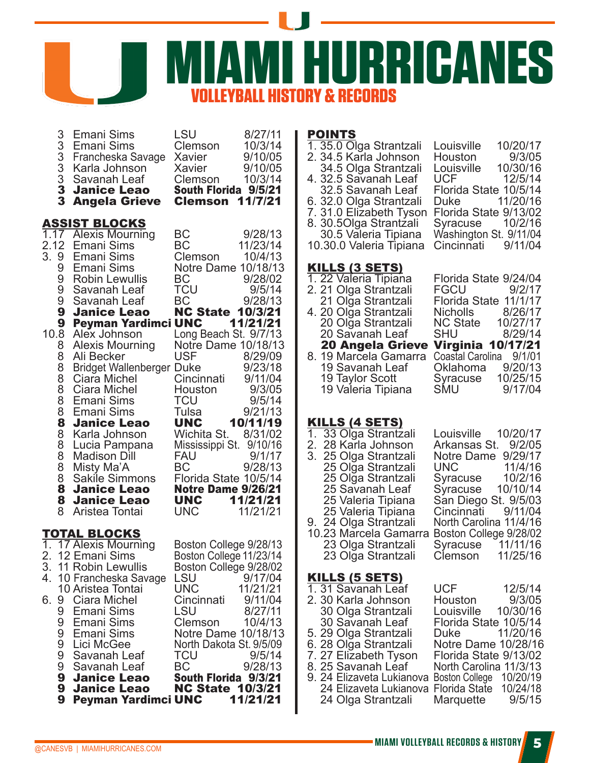# MIAMI HURRICANES

## VOLLEYBALL HISTORY & RECORDS

| Rank | Player | Opponent | Date |
|---|---|---|---|
| 3 | Emani Sims | LSU | 8/27/11 |
| 3 | Emani Sims | Clemson | 10/3/14 |
| 3 | Francheska Savage | Xavier | 9/10/05 |
| 3 | Karla Johnson | Xavier | 9/10/05 |
| 3 | Savanah Leaf | Clemson | 10/3/14 |
| **3** | **Janice Leao** | **South Florida** | **9/5/21** |
| **3** | **Angela Grieve** | **Clemson** | **11/7/21** |

### ASSIST BLOCKS

| Rank | Player | Opponent | Date |
|---|---|---|---|
| 1. 17 | Alexis Mourning | BC | 9/28/13 |
| 2. 12 | Emani Sims | BC | 11/23/14 |
| 3. 9 | Emani Sims | Clemson | 10/4/13 |
| 9 | Emani Sims | Notre Dame | 10/18/13 |
| 9 | Robin Lewullis | BC | 9/28/02 |
| 9 | Savanah Leaf | TCU | 9/5/14 |
| 9 | Savanah Leaf | BC | 9/28/13 |
| **9** | **Janice Leao** | **NC State** | **10/3/21** |
| **9** | **Peyman Yardimci** | **UNC** | **11/21/21** |
| 10. 8 | Alex Johnson | Long Beach St. | 9/7/13 |
| 8 | Alexis Mourning | Notre Dame | 10/18/13 |
| 8 | Ali Becker | USF | 8/29/09 |
| 8 | Bridget Wallenberger | Duke | 9/23/18 |
| 8 | Ciara Michel | Cincinnati | 9/11/04 |
| 8 | Ciara Michel | Houston | 9/3/05 |
| 8 | Emani Sims | TCU | 9/5/14 |
| 8 | Emani Sims | Tulsa | 9/21/13 |
| **8** | **Janice Leao** | **UNC** | **10/11/19** |
| 8 | Karla Johnson | Wichita St. | 8/31/02 |
| 8 | Lucia Pampana | Mississippi St. | 9/10/16 |
| 8 | Madison Dill | FAU | 9/1/17 |
| 8 | Misty Ma'A | BC | 9/28/13 |
| 8 | Sakile Simmons | Florida State | 10/5/14 |
| **8** | **Janice Leao** | **Notre Dame** | **9/26/21** |
| **8** | **Janice Leao** | **UNC** | **11/21/21** |
| 8 | Aristea Tontai | UNC | 11/21/21 |

### TOTAL BLOCKS

| Rank | Player | Opponent | Date |
|---|---|---|---|
| 1. 17 | Alexis Mourning | Boston College | 9/28/13 |
| 2. 12 | Emani Sims | Boston College | 11/23/14 |
| 3. 11 | Robin Lewullis | Boston College | 9/28/02 |
| 4. 10 | Francheska Savage | LSU | 9/17/04 |
| 10 | Aristea Tontai | UNC | 11/21/21 |
| 6. 9 | Ciara Michel | Cincinnati | 9/11/04 |
| 9 | Emani Sims | LSU | 8/27/11 |
| 9 | Emani Sims | Clemson | 10/4/13 |
| 9 | Emani Sims | Notre Dame | 10/18/13 |
| 9 | Lici McGee | North Dakota St. | 9/5/09 |
| 9 | Savanah Leaf | TCU | 9/5/14 |
| 9 | Savanah Leaf | BC | 9/28/13 |
| **9** | **Janice Leao** | **South Florida** | **9/3/21** |
| **9** | **Janice Leao** | **NC State** | **10/3/21** |
| **9** | **Peyman Yardimci** | **UNC** | **11/21/21** |

### POINTS

| Rank | Player | Opponent | Date |
|---|---|---|---|
| 1. 35.0 | Olga Strantzali | Louisville | 10/20/17 |
| 2. 34.5 | Karla Johnson | Houston | 9/3/05 |
| 34.5 | Olga Strantzali | Louisville | 10/30/16 |
| 4. 32.5 | Savanah Leaf | UCF | 12/5/14 |
| 32.5 | Savanah Leaf | Florida State | 10/5/14 |
| 6. 32.0 | Olga Strantzali | Duke | 11/20/16 |
| 7. 31.0 | Elizabeth Tyson | Florida State | 9/13/02 |
| 8. 30.5 | Olga Strantzali | Syracuse | 10/2/16 |
| 30.5 | Valeria Tipiana | Washington St. | 9/11/04 |
| 10. 30.0 | Valeria Tipiana | Cincinnati | 9/11/04 |

### KILLS (3 SETS)

| Rank | Player | Opponent | Date |
|---|---|---|---|
| 1. 22 | Valeria Tipiana | Florida State | 9/24/04 |
| 2. 21 | Olga Strantzali | FGCU | 9/2/17 |
| 21 | Olga Strantzali | Florida State | 11/1/17 |
| 4. 20 | Olga Strantzali | Nicholls | 8/26/17 |
| 20 | Olga Strantzali | NC State | 10/27/17 |
| 20 | Savanah Leaf | SHU | 8/29/14 |
| **20** | **Angela Grieve** | **Virginia** | **10/17/21** |
| 8. 19 | Marcela Gamarra | Coastal Carolina | 9/1/01 |
| 19 | Savanah Leaf | Oklahoma | 9/20/13 |
| 19 | Taylor Scott | Syracuse | 10/25/15 |
| 19 | Valeria Tipiana | SMU | 9/17/04 |

### KILLS (4 SETS)

| Rank | Player | Opponent | Date |
|---|---|---|---|
| 1. 33 | Olga Strantzali | Louisville | 10/20/17 |
| 2. 28 | Karla Johnson | Arkansas St. | 9/2/05 |
| 3. 25 | Olga Strantzali | Notre Dame | 9/29/17 |
| 25 | Olga Strantzali | UNC | 11/4/16 |
| 25 | Olga Strantzali | Syracuse | 10/2/16 |
| 25 | Savanah Leaf | Syracuse | 10/10/14 |
| 25 | Valeria Tipiana | San Diego St. | 9/5/03 |
| 25 | Valeria Tipiana | Cincinnati | 9/11/04 |
| 9. 24 | Olga Strantzali | North Carolina | 11/4/16 |
| 10. 23 | Marcela Gamarra | Boston College | 9/28/02 |
| 23 | Olga Strantzali | Syracuse | 11/11/16 |
| 23 | Olga Strantzali | Clemson | 11/25/16 |

### KILLS (5 SETS)

| Rank | Player | Opponent | Date |
|---|---|---|---|
| 1. 31 | Savanah Leaf | UCF | 12/5/14 |
| 2. 30 | Karla Johnson | Houston | 9/3/05 |
| 30 | Olga Strantzali | Louisville | 10/30/16 |
| 30 | Savanah Leaf | Florida State | 10/5/14 |
| 5. 29 | Olga Strantzali | Duke | 11/20/16 |
| 6. 28 | Olga Strantzali | Notre Dame | 10/28/16 |
| 7. 27 | Elizabeth Tyson | Florida State | 9/13/02 |
| 8. 25 | Savanah Leaf | North Carolina | 11/3/13 |
| 9. 24 | Elizaveta Lukianova | Boston College | 10/20/19 |
| 24 | Elizaveta Lukianova | Florida State | 10/24/18 |
| 24 | Olga Strantzali | Marquette | 9/5/15 |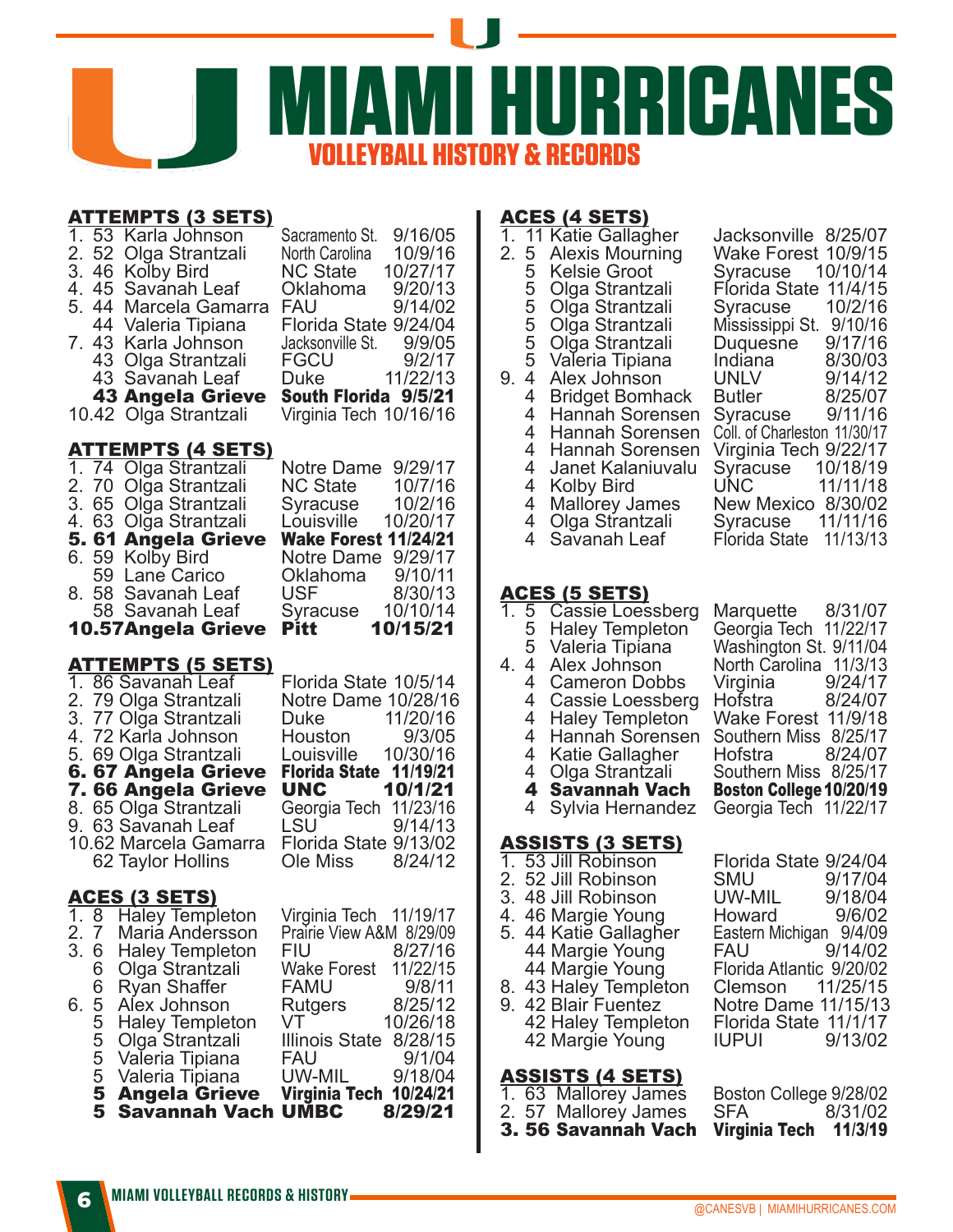# MIAMI HURRICANES
## VOLLEYBALL HISTORY & RECORDS

### ATTEMPTS (3 SETS)

| Rank | No. | Name | Opponent | Date |
|---|---|---|---|---|
| 1. | 53 | Karla Johnson | Sacramento St. | 9/16/05 |
| 2. | 52 | Olga Strantzali | North Carolina | 10/9/16 |
| 3. | 46 | Kolby Bird | NC State | 10/27/17 |
| 4. | 45 | Savanah Leaf | Oklahoma | 9/20/13 |
| 5. | 44 | Marcela Gamarra | FAU | 9/14/02 |
| | 44 | Valeria Tipiana | Florida State | 9/24/04 |
| 7. | 43 | Karla Johnson | Jacksonville St. | 9/9/05 |
| | 43 | Olga Strantzali | FGCU | 9/2/17 |
| | 43 | Savanah Leaf | Duke | 11/22/13 |
| | **43** | **Angela Grieve** | **South Florida** | **9/5/21** |
| 10. | 42 | Olga Strantzali | Virginia Tech | 10/16/16 |

### ATTEMPTS (4 SETS)

| Rank | No. | Name | Opponent | Date |
|---|---|---|---|---|
| 1. | 74 | Olga Strantzali | Notre Dame | 9/29/17 |
| 2. | 70 | Olga Strantzali | NC State | 10/7/16 |
| 3. | 65 | Olga Strantzali | Syracuse | 10/2/16 |
| 4. | 63 | Olga Strantzali | Louisville | 10/20/17 |
| **5.** | **61** | **Angela Grieve** | **Wake Forest** | **11/24/21** |
| 6. | 59 | Kolby Bird | Notre Dame | 9/29/17 |
| | 59 | Lane Carico | Oklahoma | 9/10/11 |
| 8. | 58 | Savanah Leaf | USF | 8/30/13 |
| | 58 | Savanah Leaf | Syracuse | 10/10/14 |
| **10.** | **57** | **Angela Grieve** | **Pitt** | **10/15/21** |

### ATTEMPTS (5 SETS)

| Rank | No. | Name | Opponent | Date |
|---|---|---|---|---|
| 1. | 86 | Savanah Leaf | Florida State | 10/5/14 |
| 2. | 79 | Olga Strantzali | Notre Dame | 10/28/16 |
| 3. | 77 | Olga Strantzali | Duke | 11/20/16 |
| 4. | 72 | Karla Johnson | Houston | 9/3/05 |
| 5. | 69 | Olga Strantzali | Louisville | 10/30/16 |
| **6.** | **67** | **Angela Grieve** | **Florida State** | **11/19/21** |
| **7.** | **66** | **Angela Grieve** | **UNC** | **10/1/21** |
| 8. | 65 | Olga Strantzali | Georgia Tech | 11/23/16 |
| 9. | 63 | Savanah Leaf | LSU | 9/14/13 |
| 10. | 62 | Marcela Gamarra | Florida State | 9/13/02 |
| | 62 | Taylor Hollins | Ole Miss | 8/24/12 |

### ACES (3 SETS)

| Rank | No. | Name | Opponent | Date |
|---|---|---|---|---|
| 1. | 8 | Haley Templeton | Virginia Tech | 11/19/17 |
| 2. | 7 | Maria Andersson | Prairie View A&M | 8/29/09 |
| 3. | 6 | Haley Templeton | FIU | 8/27/16 |
| | 6 | Olga Strantzali | Wake Forest | 11/22/15 |
| | 6 | Ryan Shaffer | FAMU | 9/8/11 |
| 6. | 5 | Alex Johnson | Rutgers | 8/25/12 |
| | 5 | Haley Templeton | VT | 10/26/18 |
| | 5 | Olga Strantzali | Illinois State | 8/28/15 |
| | 5 | Valeria Tipiana | FAU | 9/1/04 |
| | 5 | Valeria Tipiana | UW-MIL | 9/18/04 |
| | **5** | **Angela Grieve** | **Virginia Tech** | **10/24/21** |
| | **5** | **Savanah Vach** | **UMBC** | **8/29/21** |

### ACES (4 SETS)

| Rank | No. | Name | Opponent | Date |
|---|---|---|---|---|
| 1. | 11 | Katie Gallagher | Jacksonville | 8/25/07 |
| 2. | 5 | Alexis Mourning | Wake Forest | 10/9/15 |
| | 5 | Kelsie Groot | Syracuse | 10/10/14 |
| | 5 | Olga Strantzali | Florida State | 11/4/15 |
| | 5 | Olga Strantzali | Syracuse | 10/2/16 |
| | 5 | Olga Strantzali | Mississippi St. | 9/10/16 |
| | 5 | Olga Strantzali | Duquesne | 9/17/16 |
| | 5 | Valeria Tipiana | Indiana | 8/30/03 |
| 9. | 4 | Alex Johnson | UNLV | 9/14/12 |
| | 4 | Bridget Bomhack | Butler | 8/25/07 |
| | 4 | Hannah Sorensen | Syracuse | 9/11/16 |
| | 4 | Hannah Sorensen | Coll. of Charleston | 11/30/17 |
| | 4 | Hannah Sorensen | Virginia Tech | 9/22/17 |
| | 4 | Janet Kalaniuvalu | Syracuse | 10/18/19 |
| | 4 | Kolby Bird | UNC | 11/11/18 |
| | 4 | Mallorey James | New Mexico | 8/30/02 |
| | 4 | Olga Strantzali | Syracuse | 11/11/16 |
| | 4 | Savanah Leaf | Florida State | 11/13/13 |

### ACES (5 SETS)

| Rank | No. | Name | Opponent | Date |
|---|---|---|---|---|
| 1. | 5 | Cassie Loessberg | Marquette | 8/31/07 |
| | 5 | Haley Templeton | Georgia Tech | 11/22/17 |
| | 5 | Valeria Tipiana | Washington St. | 9/11/04 |
| 4. | 4 | Alex Johnson | North Carolina | 11/3/13 |
| | 4 | Cameron Dobbs | Virginia | 9/24/17 |
| | 4 | Cassie Loessberg | Hofstra | 8/24/07 |
| | 4 | Haley Templeton | Wake Forest | 11/9/18 |
| | 4 | Hannah Sorensen | Southern Miss | 8/25/17 |
| | 4 | Katie Gallagher | Hofstra | 8/24/07 |
| | 4 | Olga Strantzali | Southern Miss | 8/25/17 |
| | **4** | **Savannah Vach** | **Boston College** | **10/20/19** |
| | 4 | Sylvia Hernandez | Georgia Tech | 11/22/17 |

### ASSISTS (3 SETS)

| Rank | No. | Name | Opponent | Date |
|---|---|---|---|---|
| 1. | 53 | Jill Robinson | Florida State | 9/24/04 |
| 2. | 52 | Jill Robinson | SMU | 9/17/04 |
| 3. | 48 | Jill Robinson | UW-MIL | 9/18/04 |
| 4. | 46 | Margie Young | Howard | 9/6/02 |
| 5. | 44 | Katie Gallagher | Eastern Michigan | 9/4/09 |
| | 44 | Margie Young | FAU | 9/14/02 |
| | 44 | Margie Young | Florida Atlantic | 9/20/02 |
| 8. | 43 | Haley Templeton | Clemson | 11/25/15 |
| 9. | 42 | Blair Fuentez | Notre Dame | 11/15/13 |
| | 42 | Haley Templeton | Florida State | 11/1/17 |
| | 42 | Margie Young | IUPUI | 9/13/02 |

### ASSISTS (4 SETS)

| Rank | No. | Name | Opponent | Date |
|---|---|---|---|---|
| 1. | 63 | Mallorey James | Boston College | 9/28/02 |
| 2. | 57 | Mallorey James | SFA | 8/31/02 |
| **3.** | **56** | **Savannah Vach** | **Virginia Tech** | **11/3/19** |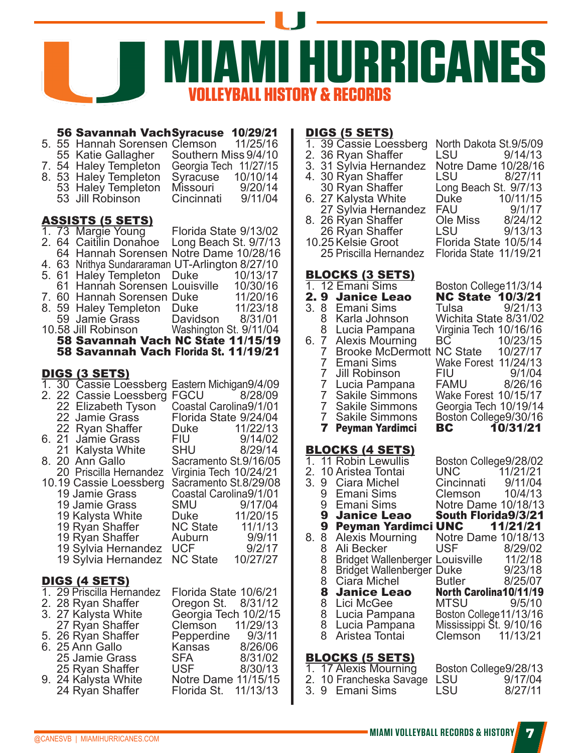# MIAMI HURRICANES

## VOLLEYBALL HISTORY & RECORDS

| Rank | No. | Name | Opponent | Date |
|---|---|---|---|---|
| | **56** | **Savannah Vach** | **Syracuse** | **10/29/21** |
| 5. | 55 | Hannah Sorensen | Clemson | 11/25/16 |
| | 55 | Katie Gallagher | Southern Miss | 9/4/10 |
| 7. | 54 | Haley Templeton | Georgia Tech | 11/27/15 |
| 8. | 53 | Haley Templeton | Syracuse | 10/10/14 |
| | 53 | Haley Templeton | Missouri | 9/20/14 |
| | 53 | Jill Robinson | Cincinnati | 9/11/04 |

### ASSISTS (5 SETS)

| Rank | No. | Name | Opponent | Date |
|---|---|---|---|---|
| 1. | 73 | Margie Young | Florida State | 9/13/02 |
| 2. | 64 | Caitilin Donahoe | Long Beach St. | 9/7/13 |
| | 64 | Hannah Sorensen | Notre Dame | 10/28/16 |
| 4. | 63 | Nrithya Sundararaman | UT-Arlington | 8/27/10 |
| 5. | 61 | Haley Templeton | Duke | 10/13/17 |
| | 61 | Hannah Sorensen | Louisville | 10/30/16 |
| 7. | 60 | Hannah Sorensen | Duke | 11/20/16 |
| 8. | 59 | Haley Templeton | Duke | 11/23/18 |
| | 59 | Jamie Grass | Davidson | 8/31/01 |
| 10. | 58 | Jill Robinson | Washington St. | 9/11/04 |
| | **58** | **Savannah Vach** | **NC State** | **11/15/19** |
| | **58** | **Savannah Vach** | **Florida St.** | **11/19/21** |

### DIGS (3 SETS)

| Rank | No. | Name | Opponent | Date |
|---|---|---|---|---|
| 1. | 30 | Cassie Loessberg | Eastern Michigan | 9/4/09 |
| 2. | 22 | Cassie Loessberg | FGCU | 8/28/09 |
| | 22 | Elizabeth Tyson | Coastal Carolina | 9/1/01 |
| | 22 | Jamie Grass | Florida State | 9/24/04 |
| | 22 | Ryan Shaffer | Duke | 11/22/13 |
| 6. | 21 | Jamie Grass | FIU | 9/14/02 |
| | 21 | Kalysta White | SHU | 8/29/14 |
| 8. | 20 | Ann Gallo | Sacramento St. | 9/16/05 |
| | 20 | Priscilla Hernandez | Virginia Tech | 10/24/21 |
| 10. | 19 | Cassie Loessberg | Sacramento St. | 8/29/08 |
| | 19 | Jamie Grass | Coastal Carolina | 9/1/01 |
| | 19 | Jamie Grass | SMU | 9/17/04 |
| | 19 | Kalysta White | Duke | 11/20/15 |
| | 19 | Ryan Shaffer | NC State | 11/1/13 |
| | 19 | Ryan Shaffer | Auburn | 9/9/11 |
| | 19 | Sylvia Hernandez | UCF | 9/2/17 |
| | 19 | Sylvia Hernandez | NC State | 10/27/27 |

### DIGS (4 SETS)

| Rank | No. | Name | Opponent | Date |
|---|---|---|---|---|
| 1. | 29 | Priscilla Hernandez | Florida State | 10/6/21 |
| 2. | 28 | Ryan Shaffer | Oregon St. | 8/31/12 |
| 3. | 27 | Kalysta White | Georgia Tech | 10/2/15 |
| | 27 | Ryan Shaffer | Clemson | 11/29/13 |
| 5. | 26 | Ryan Shaffer | Pepperdine | 9/3/11 |
| 6. | 25 | Ann Gallo | Kansas | 8/26/06 |
| | 25 | Jamie Grass | SFA | 8/31/02 |
| | 25 | Ryan Shaffer | USF | 8/30/13 |
| 9. | 24 | Kalysta White | Notre Dame | 11/15/15 |
| | 24 | Ryan Shaffer | Florida St. | 11/13/13 |

### DIGS (5 SETS)

| Rank | No. | Name | Opponent | Date |
|---|---|---|---|---|
| 1. | 39 | Cassie Loessberg | North Dakota St. | 9/5/09 |
| 2. | 36 | Ryan Shaffer | LSU | 9/14/13 |
| 3. | 31 | Sylvia Hernandez | Notre Dame | 10/28/16 |
| 4. | 30 | Ryan Shaffer | LSU | 8/27/11 |
| | 30 | Ryan Shaffer | Long Beach St. | 9/7/13 |
| 6. | 27 | Kalysta White | Duke | 10/11/15 |
| | 27 | Sylvia Hernandez | FAU | 9/1/17 |
| 8. | 26 | Ryan Shaffer | Ole Miss | 8/24/12 |
| | 26 | Ryan Shaffer | LSU | 9/13/13 |
| 10. | 25 | Kelsie Groot | Florida State | 10/5/14 |
| | 25 | Priscilla Hernandez | Florida State | 11/19/21 |

### BLOCKS (3 SETS)

| Rank | No. | Name | Opponent | Date |
|---|---|---|---|---|
| 1. | 12 | Emani Sims | Boston College | 11/3/14 |
| **2.** | **9** | **Janice Leao** | **NC State** | **10/3/21** |
| 3. | 8 | Emani Sims | Tulsa | 9/21/13 |
| | 8 | Karla Johnson | Wichita State | 8/31/02 |
| | 8 | Lucia Pampana | Virginia Tech | 10/16/16 |
| 6. | 7 | Alexis Mourning | BC | 10/23/15 |
| | 7 | Brooke McDermott | NC State | 10/27/17 |
| | 7 | Emani Sims | Wake Forest | 11/24/13 |
| | 7 | Jill Robinson | FIU | 9/1/04 |
| | 7 | Lucia Pampana | FAMU | 8/26/16 |
| | 7 | Sakile Simmons | Wake Forest | 10/15/17 |
| | 7 | Sakile Simmons | Georgia Tech | 10/19/14 |
| | 7 | Sakile Simmons | Boston College | 9/30/16 |
| | **7** | **Peyman Yardimci** | **BC** | **10/31/21** |

### BLOCKS (4 SETS)

| Rank | No. | Name | Opponent | Date |
|---|---|---|---|---|
| 1. | 11 | Robin Lewullis | Boston College | 9/28/02 |
| 2. | 10 | Aristea Tontai | UNC | 11/21/21 |
| 3. | 9 | Ciara Michel | Cincinnati | 9/11/04 |
| | 9 | Emani Sims | Clemson | 10/4/13 |
| | 9 | Emani Sims | Notre Dame | 10/18/13 |
| | **9** | **Janice Leao** | **South Florida** | **9/3/21** |
| | **9** | **Peyman Yardimci** | **UNC** | **11/21/21** |
| 8. | 8 | Alexis Mourning | Notre Dame | 10/18/13 |
| | 8 | Ali Becker | USF | 8/29/02 |
| | 8 | Bridget Wallenberger | Louisville | 11/2/18 |
| | 8 | Bridget Wallenberger | Duke | 9/23/18 |
| | 8 | Ciara Michel | Butler | 8/25/07 |
| | **8** | **Janice Leao** | **North Carolina** | **10/11/19** |
| | 8 | Lici McGee | MTSU | 9/5/10 |
| | 8 | Lucia Pampana | Boston College | 11/13/16 |
| | 8 | Lucia Pampana | Mississippi St. | 9/10/16 |
| | 8 | Aristea Tontai | Clemson | 11/13/21 |

### BLOCKS (5 SETS)

| Rank | No. | Name | Opponent | Date |
|---|---|---|---|---|
| 1. | 17 | Alexis Mourning | Boston College | 9/28/13 |
| 2. | 10 | Francheska Savage | LSU | 9/17/04 |
| 3. | 9 | Emani Sims | LSU | 8/27/11 |

@CANESVB | MIAMIHURRICANES.COM

MIAMI VOLLEYBALL RECORDS & HISTORY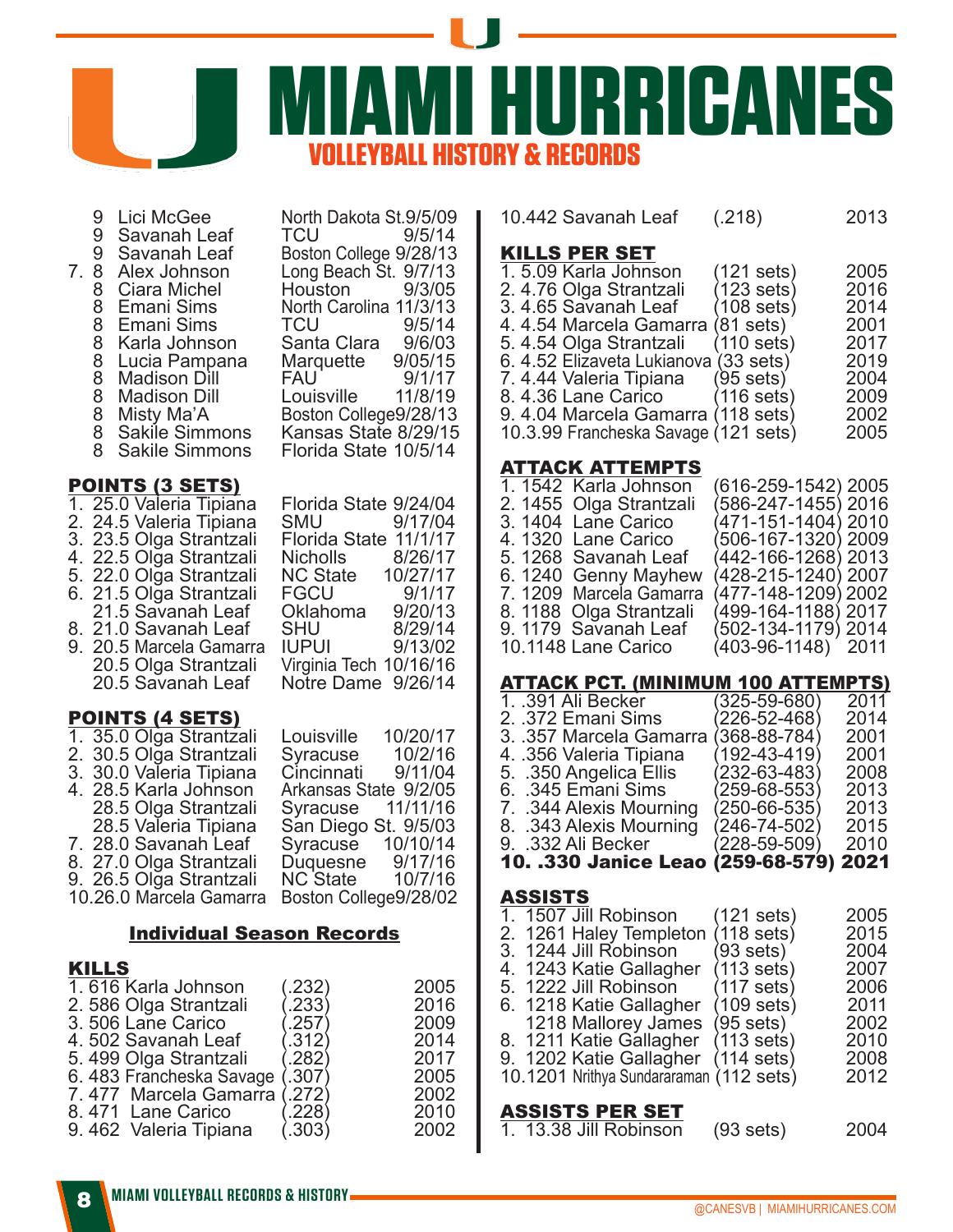# MIAMI HURRICANES
## VOLLEYBALL HISTORY & RECORDS

| Rank | Total | Player | Opponent | Date |
|---|---|---|---|---|
| | 9 | Lici McGee | North Dakota St. | 9/5/09 |
| | 9 | Savanah Leaf | TCU | 9/5/14 |
| | 9 | Savanah Leaf | Boston College | 9/28/13 |
| 7. | 8 | Alex Johnson | Long Beach St. | 9/7/13 |
| | 8 | Ciara Michel | Houston | 9/3/05 |
| | 8 | Emani Sims | North Carolina | 11/3/13 |
| | 8 | Emani Sims | TCU | 9/5/14 |
| | 8 | Karla Johnson | Santa Clara | 9/6/03 |
| | 8 | Lucia Pampana | Marquette | 9/05/15 |
| | 8 | Madison Dill | FAU | 9/1/17 |
| | 8 | Madison Dill | Louisville | 11/8/19 |
| | 8 | Misty Ma'A | Boston College | 9/28/13 |
| | 8 | Sakile Simmons | Kansas State | 8/29/15 |
| | 8 | Sakile Simmons | Florida State | 10/5/14 |

## POINTS (3 SETS)

| Rank | Points | Player | Opponent | Date |
|---|---|---|---|---|
| 1. | 25.0 | Valeria Tipiana | Florida State | 9/24/04 |
| 2. | 24.5 | Valeria Tipiana | SMU | 9/17/04 |
| 3. | 23.5 | Olga Strantzali | Florida State | 11/1/17 |
| 4. | 22.5 | Olga Strantzali | Nicholls | 8/26/17 |
| 5. | 22.0 | Olga Strantzali | NC State | 10/27/17 |
| 6. | 21.5 | Olga Strantzali | FGCU | 9/1/17 |
| | 21.5 | Savanah Leaf | Oklahoma | 9/20/13 |
| 8. | 21.0 | Savanah Leaf | SHU | 8/29/14 |
| 9. | 20.5 | Marcela Gamarra | IUPUI | 9/13/02 |
| | 20.5 | Olga Strantzali | Virginia Tech | 10/16/16 |
| | 20.5 | Savanah Leaf | Notre Dame | 9/26/14 |

## POINTS (4 SETS)

| Rank | Points | Player | Opponent | Date |
|---|---|---|---|---|
| 1. | 35.0 | Olga Strantzali | Louisville | 10/20/17 |
| 2. | 30.5 | Olga Strantzali | Syracuse | 10/2/16 |
| 3. | 30.0 | Valeria Tipiana | Cincinnati | 9/11/04 |
| 4. | 28.5 | Karla Johnson | Arkansas State | 9/2/05 |
| | 28.5 | Olga Strantzali | Syracuse | 11/11/16 |
| | 28.5 | Valeria Tipiana | San Diego St. | 9/5/03 |
| 7. | 28.0 | Savanah Leaf | Syracuse | 10/10/14 |
| 8. | 27.0 | Olga Strantzali | Duquesne | 9/17/16 |
| 9. | 26.5 | Olga Strantzali | NC State | 10/7/16 |
| 10. | 26.0 | Marcela Gamarra | Boston College | 9/28/02 |

## Individual Season Records

### KILLS

| Rank | Kills | Player | Pct. | Year |
|---|---|---|---|---|
| 1. | 616 | Karla Johnson | (.232) | 2005 |
| 2. | 586 | Olga Strantzali | (.233) | 2016 |
| 3. | 506 | Lane Carico | (.257) | 2009 |
| 4. | 502 | Savanah Leaf | (.312) | 2014 |
| 5. | 499 | Olga Strantzali | (.282) | 2017 |
| 6. | 483 | Francheska Savage | (.307) | 2005 |
| 7. | 477 | Marcela Gamarra | (.272) | 2002 |
| 8. | 471 | Lane Carico | (.228) | 2010 |
| 9. | 462 | Valeria Tipiana | (.303) | 2002 |
| 10. | 442 | Savanah Leaf | (.218) | 2013 |

### KILLS PER SET

| Rank | Kills/Set | Player | Sets | Year |
|---|---|---|---|---|
| 1. | 5.09 | Karla Johnson | (121 sets) | 2005 |
| 2. | 4.76 | Olga Strantzali | (123 sets) | 2016 |
| 3. | 4.65 | Savanah Leaf | (108 sets) | 2014 |
| 4. | 4.54 | Marcela Gamarra | (81 sets) | 2001 |
| 5. | 4.54 | Olga Strantzali | (110 sets) | 2017 |
| 6. | 4.52 | Elizaveta Lukianova | (33 sets) | 2019 |
| 7. | 4.44 | Valeria Tipiana | (95 sets) | 2004 |
| 8. | 4.36 | Lane Carico | (116 sets) | 2009 |
| 9. | 4.04 | Marcela Gamarra | (118 sets) | 2002 |
| 10. | 3.99 | Francheska Savage | (121 sets) | 2005 |

### ATTACK ATTEMPTS

| Rank | Attempts | Player | K-E-TA | Year |
|---|---|---|---|---|
| 1. | 1542 | Karla Johnson | (616-259-1542) | 2005 |
| 2. | 1455 | Olga Strantzali | (586-247-1455) | 2016 |
| 3. | 1404 | Lane Carico | (471-151-1404) | 2010 |
| 4. | 1320 | Lane Carico | (506-167-1320) | 2009 |
| 5. | 1268 | Savanah Leaf | (442-166-1268) | 2013 |
| 6. | 1240 | Genny Mayhew | (428-215-1240) | 2007 |
| 7. | 1209 | Marcela Gamarra | (477-148-1209) | 2002 |
| 8. | 1188 | Olga Strantzali | (499-164-1188) | 2017 |
| 9. | 1179 | Savanah Leaf | (502-134-1179) | 2014 |
| 10. | 1148 | Lane Carico | (403-96-1148) | 2011 |

### ATTACK PCT. (MINIMUM 100 ATTEMPTS)

| Rank | Pct. | Player | K-E-TA | Year |
|---|---|---|---|---|
| 1. | .391 | Ali Becker | (325-59-680) | 2011 |
| 2. | .372 | Emani Sims | (226-52-468) | 2014 |
| 3. | .357 | Marcela Gamarra | (368-88-784) | 2001 |
| 4. | .356 | Valeria Tipiana | (192-43-419) | 2001 |
| 5. | .350 | Angelica Ellis | (232-63-483) | 2008 |
| 6. | .345 | Emani Sims | (259-68-553) | 2013 |
| 7. | .344 | Alexis Mourning | (250-66-535) | 2013 |
| 8. | .343 | Alexis Mourning | (246-74-502) | 2015 |
| 9. | .332 | Ali Becker | (228-59-509) | 2010 |
| **10.** | **.330** | **Janice Leao** | **(259-68-579)** | **2021** |

### ASSISTS

| Rank | Assists | Player | Sets | Year |
|---|---|---|---|---|
| 1. | 1507 | Jill Robinson | (121 sets) | 2005 |
| 2. | 1261 | Haley Templeton | (118 sets) | 2015 |
| 3. | 1244 | Jill Robinson | (93 sets) | 2004 |
| 4. | 1243 | Katie Gallagher | (113 sets) | 2007 |
| 5. | 1222 | Jill Robinson | (117 sets) | 2006 |
| 6. | 1218 | Katie Gallagher | (109 sets) | 2011 |
| | 1218 | Mallorey James | (95 sets) | 2002 |
| 8. | 1211 | Katie Gallagher | (113 sets) | 2010 |
| 9. | 1202 | Katie Gallagher | (114 sets) | 2008 |
| 10. | 1201 | Nrithya Sundararaman | (112 sets) | 2012 |

### ASSISTS PER SET

| Rank | Assists/Set | Player | Sets | Year |
|---|---|---|---|---|
| 1. | 13.38 | Jill Robinson | (93 sets) | 2004 |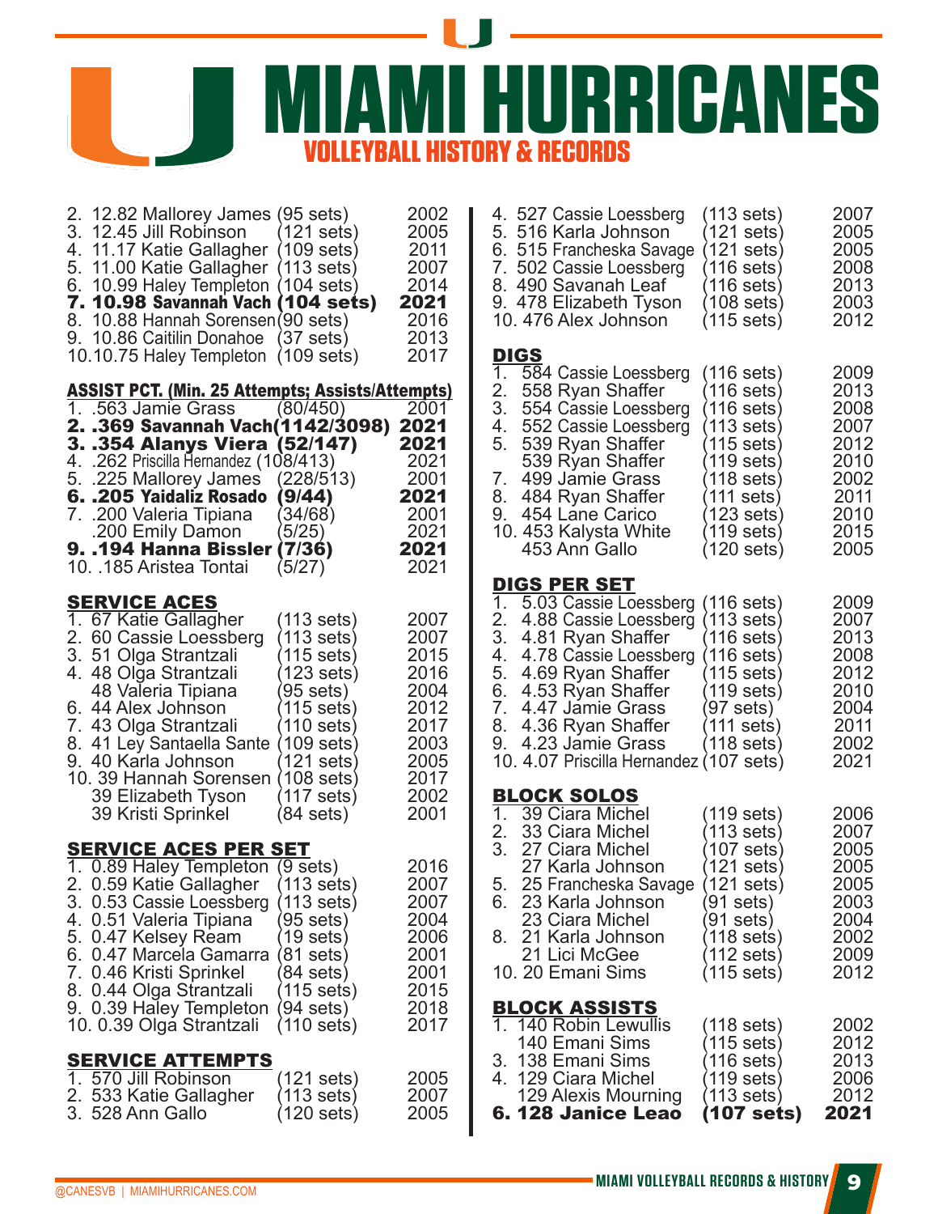# MIAMI HURRICANES

## VOLLEYBALL HISTORY & RECORDS

| Rank | Record | Name | Sets | Year |
|---|---|---|---|---|
| 2. | 12.82 | Mallorey James | (95 sets) | 2002 |
| 3. | 12.45 | Jill Robinson | (121 sets) | 2005 |
| 4. | 11.17 | Katie Gallagher | (109 sets) | 2011 |
| 5. | 11.00 | Katie Gallagher | (113 sets) | 2007 |
| 6. | 10.99 | Haley Templeton | (104 sets) | 2014 |
| **7.** | **10.98** | **Savannah Vach** | **(104 sets)** | **2021** |
| 8. | 10.88 | Hannah Sorensen | (90 sets) | 2016 |
| 9. | 10.86 | Caitilin Donahoe | (37 sets) | 2013 |
| 10. | 10.75 | Haley Templeton | (109 sets) | 2017 |

### ASSIST PCT. (Min. 25 Attempts; Assists/Attempts)

| Rank | Record | Name | Assists/Attempts | Year |
|---|---|---|---|---|
| 1. | .563 | Jamie Grass | (80/450) | 2001 |
| **2.** | **.369** | **Savannah Vach** | **(1142/3098)** | **2021** |
| **3.** | **.354** | **Alanys Viera** | **(52/147)** | **2021** |
| 4. | .262 | Priscilla Hernandez | (108/413) | 2021 |
| 5. | .225 | Mallorey James | (228/513) | 2001 |
| **6.** | **.205** | **Yaidaliz Rosado** | **(9/44)** | **2021** |
| 7. | .200 | Valeria Tipiana | (34/68) | 2001 |
| | .200 | Emily Damon | (5/25) | 2021 |
| **9.** | **.194** | **Hanna Bissler** | **(7/36)** | **2021** |
| 10. | .185 | Aristea Tontai | (5/27) | 2021 |

### SERVICE ACES

| Rank | Record | Name | Sets | Year |
|---|---|---|---|---|
| 1. | 67 | Katie Gallagher | (113 sets) | 2007 |
| 2. | 60 | Cassie Loessberg | (113 sets) | 2007 |
| 3. | 51 | Olga Strantzali | (115 sets) | 2015 |
| 4. | 48 | Olga Strantzali | (123 sets) | 2016 |
| | 48 | Valeria Tipiana | (95 sets) | 2004 |
| 6. | 44 | Alex Johnson | (115 sets) | 2012 |
| 7. | 43 | Olga Strantzali | (110 sets) | 2017 |
| 8. | 41 | Ley Santaella Sante | (109 sets) | 2003 |
| 9. | 40 | Karla Johnson | (121 sets) | 2005 |
| 10. | 39 | Hannah Sorensen | (108 sets) | 2017 |
| | 39 | Elizabeth Tyson | (117 sets) | 2002 |
| | 39 | Kristi Sprinkel | (84 sets) | 2001 |

### SERVICE ACES PER SET

| Rank | Record | Name | Sets | Year |
|---|---|---|---|---|
| 1. | 0.89 | Haley Templeton | (9 sets) | 2016 |
| 2. | 0.59 | Katie Gallagher | (113 sets) | 2007 |
| 3. | 0.53 | Cassie Loessberg | (113 sets) | 2007 |
| 4. | 0.51 | Valeria Tipiana | (95 sets) | 2004 |
| 5. | 0.47 | Kelsey Ream | (19 sets) | 2006 |
| 6. | 0.47 | Marcela Gamarra | (81 sets) | 2001 |
| 7. | 0.46 | Kristi Sprinkel | (84 sets) | 2001 |
| 8. | 0.44 | Olga Strantzali | (115 sets) | 2015 |
| 9. | 0.39 | Haley Templeton | (94 sets) | 2018 |
| 10. | 0.39 | Olga Strantzali | (110 sets) | 2017 |

### SERVICE ATTEMPTS

| Rank | Record | Name | Sets | Year |
|---|---|---|---|---|
| 1. | 570 | Jill Robinson | (121 sets) | 2005 |
| 2. | 533 | Katie Gallagher | (113 sets) | 2007 |
| 3. | 528 | Ann Gallo | (120 sets) | 2005 |
| 4. | 527 | Cassie Loessberg | (113 sets) | 2007 |
| 5. | 516 | Karla Johnson | (121 sets) | 2005 |
| 6. | 515 | Francheska Savage | (121 sets) | 2005 |
| 7. | 502 | Cassie Loessberg | (116 sets) | 2008 |
| 8. | 490 | Savanah Leaf | (116 sets) | 2013 |
| 9. | 478 | Elizabeth Tyson | (108 sets) | 2003 |
| 10. | 476 | Alex Johnson | (115 sets) | 2012 |

### DIGS

| Rank | Record | Name | Sets | Year |
|---|---|---|---|---|
| 1. | 584 | Cassie Loessberg | (116 sets) | 2009 |
| 2. | 558 | Ryan Shaffer | (116 sets) | 2013 |
| 3. | 554 | Cassie Loessberg | (116 sets) | 2008 |
| 4. | 552 | Cassie Loessberg | (113 sets) | 2007 |
| 5. | 539 | Ryan Shaffer | (115 sets) | 2012 |
| | 539 | Ryan Shaffer | (119 sets) | 2010 |
| 7. | 499 | Jamie Grass | (118 sets) | 2002 |
| 8. | 484 | Ryan Shaffer | (111 sets) | 2011 |
| 9. | 454 | Lane Carico | (123 sets) | 2010 |
| 10. | 453 | Kalysta White | (119 sets) | 2015 |
| | 453 | Ann Gallo | (120 sets) | 2005 |

### DIGS PER SET

| Rank | Record | Name | Sets | Year |
|---|---|---|---|---|
| 1. | 5.03 | Cassie Loessberg | (116 sets) | 2009 |
| 2. | 4.88 | Cassie Loessberg | (113 sets) | 2007 |
| 3. | 4.81 | Ryan Shaffer | (116 sets) | 2013 |
| 4. | 4.78 | Cassie Loessberg | (116 sets) | 2008 |
| 5. | 4.69 | Ryan Shaffer | (115 sets) | 2012 |
| 6. | 4.53 | Ryan Shaffer | (119 sets) | 2010 |
| 7. | 4.47 | Jamie Grass | (97 sets) | 2004 |
| 8. | 4.36 | Ryan Shaffer | (111 sets) | 2011 |
| 9. | 4.23 | Jamie Grass | (118 sets) | 2002 |
| 10. | 4.07 | Priscilla Hernandez | (107 sets) | 2021 |

### BLOCK SOLOS

| Rank | Record | Name | Sets | Year |
|---|---|---|---|---|
| 1. | 39 | Ciara Michel | (119 sets) | 2006 |
| 2. | 33 | Ciara Michel | (113 sets) | 2007 |
| 3. | 27 | Ciara Michel | (107 sets) | 2005 |
| | 27 | Karla Johnson | (121 sets) | 2005 |
| 5. | 25 | Francheska Savage | (121 sets) | 2005 |
| 6. | 23 | Karla Johnson | (91 sets) | 2003 |
| | 23 | Ciara Michel | (91 sets) | 2004 |
| 8. | 21 | Karla Johnson | (118 sets) | 2002 |
| | 21 | Lici McGee | (112 sets) | 2009 |
| 10. | 20 | Emani Sims | (115 sets) | 2012 |

### BLOCK ASSISTS

| Rank | Record | Name | Sets | Year |
|---|---|---|---|---|
| 1. | 140 | Robin Lewullis | (118 sets) | 2002 |
| | 140 | Emani Sims | (115 sets) | 2012 |
| 3. | 138 | Emani Sims | (116 sets) | 2013 |
| 4. | 129 | Ciara Michel | (119 sets) | 2006 |
| | 129 | Alexis Mourning | (113 sets) | 2012 |
| **6.** | **128** | **Janice Leao** | **(107 sets)** | **2021** |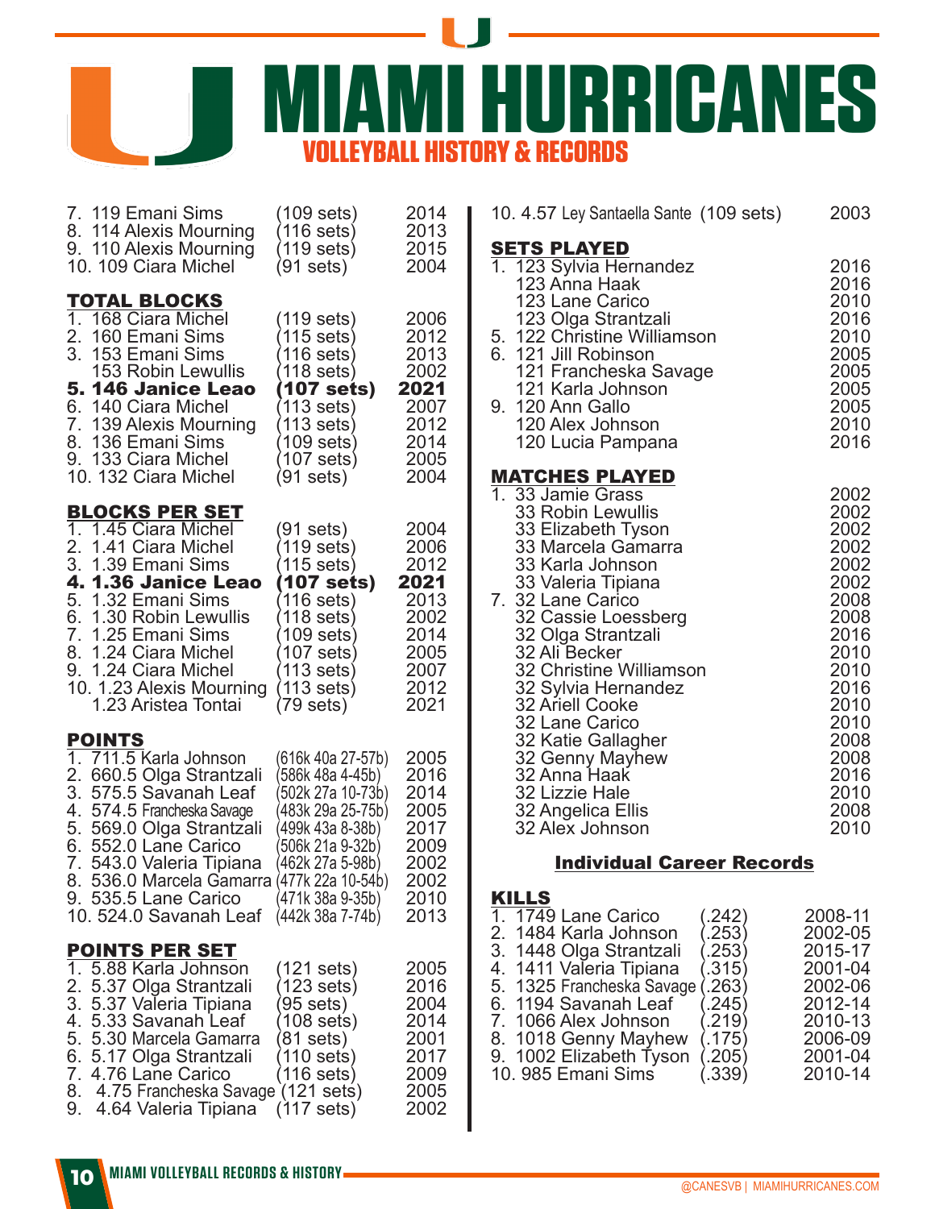# MIAMI HURRICANES

## VOLLEYBALL HISTORY & RECORDS

7. 119 Emani Sims (109 sets) 2014
8. 114 Alexis Mourning (116 sets) 2013
9. 110 Alexis Mourning (119 sets) 2015
10. 109 Ciara Michel (91 sets) 2004

### TOTAL BLOCKS

1. 168 Ciara Michel (119 sets) 2006
2. 160 Emani Sims (115 sets) 2012
3. 153 Emani Sims (116 sets) 2013
   153 Robin Lewullis (118 sets) 2002
**5. 146 Janice Leao (107 sets) 2021**
6. 140 Ciara Michel (113 sets) 2007
7. 139 Alexis Mourning (113 sets) 2012
8. 136 Emani Sims (109 sets) 2014
9. 133 Ciara Michel (107 sets) 2005
10. 132 Ciara Michel (91 sets) 2004

### BLOCKS PER SET

1. 1.45 Ciara Michel (91 sets) 2004
2. 1.41 Ciara Michel (119 sets) 2006
3. 1.39 Emani Sims (115 sets) 2012
**4. 1.36 Janice Leao (107 sets) 2021**
5. 1.32 Emani Sims (116 sets) 2013
6. 1.30 Robin Lewullis (118 sets) 2002
7. 1.25 Emani Sims (109 sets) 2014
8. 1.24 Ciara Michel (107 sets) 2005
9. 1.24 Ciara Michel (113 sets) 2007
10. 1.23 Alexis Mourning (113 sets) 2012
    1.23 Aristea Tontai (79 sets) 2021

### POINTS

1. 711.5 Karla Johnson (616k 40a 27-57b) 2005
2. 660.5 Olga Strantzali (586k 48a 4-45b) 2016
3. 575.5 Savanah Leaf (502k 27a 10-73b) 2014
4. 574.5 Francheska Savage (483k 29a 25-75b) 2005
5. 569.0 Olga Strantzali (499k 43a 8-38b) 2017
6. 552.0 Lane Carico (506k 21a 9-32b) 2009
7. 543.0 Valeria Tipiana (462k 27a 5-98b) 2002
8. 536.0 Marcela Gamarra (477k 22a 10-54b) 2002
9. 535.5 Lane Carico (471k 38a 9-35b) 2010
10. 524.0 Savanah Leaf (442k 38a 7-74b) 2013

### POINTS PER SET

1. 5.88 Karla Johnson (121 sets) 2005
2. 5.37 Olga Strantzali (123 sets) 2016
3. 5.37 Valeria Tipiana (95 sets) 2004
4. 5.33 Savanah Leaf (108 sets) 2014
5. 5.30 Marcela Gamarra (81 sets) 2001
6. 5.17 Olga Strantzali (110 sets) 2017
7. 4.76 Lane Carico (116 sets) 2009
8. 4.75 Francheska Savage (121 sets) 2005
9. 4.64 Valeria Tipiana (117 sets) 2002
10. 4.57 Ley Santaella Sante (109 sets) 2003

### SETS PLAYED

1. 123 Sylvia Hernandez 2016
   123 Anna Haak 2016
   123 Lane Carico 2010
   123 Olga Strantzali 2016
5. 122 Christine Williamson 2010
6. 121 Jill Robinson 2005
   121 Francheska Savage 2005
   121 Karla Johnson 2005
9. 120 Ann Gallo 2005
   120 Alex Johnson 2010
   120 Lucia Pampana 2016

### MATCHES PLAYED

1. 33 Jamie Grass 2002
   33 Robin Lewullis 2002
   33 Elizabeth Tyson 2002
   33 Marcela Gamarra 2002
   33 Karla Johnson 2002
   33 Valeria Tipiana 2002
7. 32 Lane Carico 2008
   32 Cassie Loessberg 2008
   32 Olga Strantzali 2016
   32 Ali Becker 2010
   32 Christine Williamson 2010
   32 Sylvia Hernandez 2016
   32 Ariell Cooke 2010
   32 Lane Carico 2010
   32 Katie Gallagher 2008
   32 Genny Mayhew 2008
   32 Anna Haak 2016
   32 Lizzie Hale 2010
   32 Angelica Ellis 2008
   32 Alex Johnson 2010

## Individual Career Records

### KILLS

1. 1749 Lane Carico (.242) 2008-11
2. 1484 Karla Johnson (.253) 2002-05
3. 1448 Olga Strantzali (.253) 2015-17
4. 1411 Valeria Tipiana (.315) 2001-04
5. 1325 Francheska Savage (.263) 2002-06
6. 1194 Savanah Leaf (.245) 2012-14
7. 1066 Alex Johnson (.219) 2010-13
8. 1018 Genny Mayhew (.175) 2006-09
9. 1002 Elizabeth Tyson (.205) 2001-04
10. 985 Emani Sims (.339) 2010-14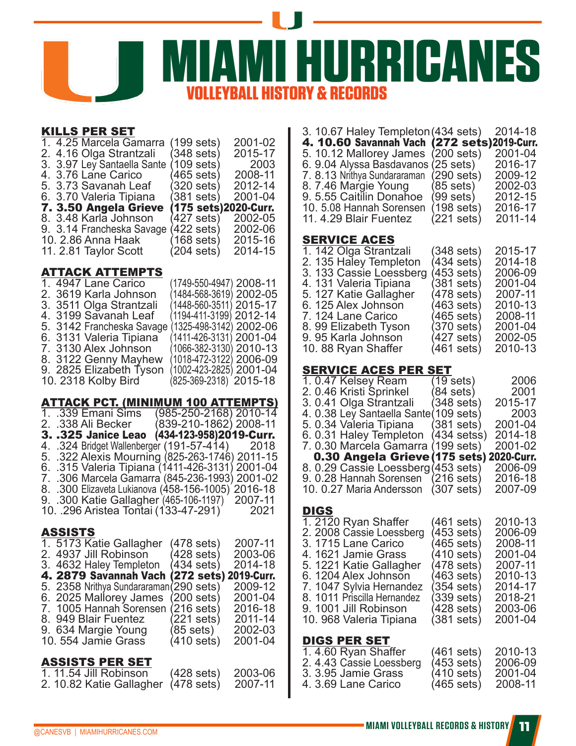# MIAMI HURRICANES

## VOLLEYBALL HISTORY & RECORDS

### KILLS PER SET

1. 4.25 Marcela Gamarra (199 sets) 2001-02
2. 4.16 Olga Strantzali (348 sets) 2015-17
3. 3.97 Ley Santaella Sante (109 sets) 2003
4. 3.76 Lane Carico (465 sets) 2008-11
5. 3.73 Savanah Leaf (320 sets) 2012-14
6. 3.70 Valeria Tipiana (381 sets) 2001-04
7. **3.50 Angela Grieve (175 sets) 2020-Curr.**
8. 3.48 Karla Johnson (427 sets) 2002-05
9. 3.14 Francheska Savage (422 sets) 2002-06
10. 2.86 Anna Haak (168 sets) 2015-16
11. 2.81 Taylor Scott (204 sets) 2014-15

### ATTACK ATTEMPTS

1. 4947 Lane Carico (1749-550-4947) 2008-11
2. 3619 Karla Johnson (1484-568-3619) 2002-05
3. 3511 Olga Strantzali (1448-560-3511) 2015-17
4. 3199 Savanah Leaf (1194-411-3199) 2012-14
5. 3142 Francheska Savage (1325-498-3142) 2002-06
6. 3131 Valeria Tipiana (1411-426-3131) 2001-04
7. 3130 Alex Johnson (1066-382-3130) 2010-13
8. 3122 Genny Mayhew (1018-472-3122) 2006-09
9. 2825 Elizabeth Tyson (1002-423-2825) 2001-04
10. 2318 Kolby Bird (825-369-2318) 2015-18

### ATTACK PCT. (MINIMUM 100 ATTEMPTS)

1. .339 Emani Sims (985-250-2168) 2010-14
2. .338 Ali Becker (839-210-1862) 2008-11
3. **.325 Janice Leao (434-123-958) 2019-Curr.**
4. .324 Bridget Wallenberger (191-57-414) 2018
5. .322 Alexis Mourning (825-263-1746) 2011-15
6. .315 Valeria Tipiana (1411-426-3131) 2001-04
7. .306 Marcela Gamarra (845-236-1993) 2001-02
8. .300 Elizaveta Lukianova (458-156-1005) 2016-18
9. .300 Katie Gallagher (465-106-1197) 2007-11
10. .296 Aristea Tontai (133-47-291) 2021

### ASSISTS

1. 5173 Katie Gallagher (478 sets) 2007-11
2. 4937 Jill Robinson (428 sets) 2003-06
3. 4632 Haley Templeton (434 sets) 2014-18
4. **2879 Savannah Vach (272 sets) 2019-Curr.**
5. 2358 Nrithya Sundararaman (290 sets) 2009-12
6. 2025 Mallorey James (200 sets) 2001-04
7. 1005 Hannah Sorensen (216 sets) 2016-18
8. 949 Blair Fuentez (221 sets) 2011-14
9. 634 Margie Young (85 sets) 2002-03
10. 554 Jamie Grass (410 sets) 2001-04

### ASSISTS PER SET

1. 11.54 Jill Robinson (428 sets) 2003-06
2. 10.82 Katie Gallagher (478 sets) 2007-11
3. 10.67 Haley Templeton (434 sets) 2014-18
4. **10.60 Savannah Vach (272 sets) 2019-Curr.**
5. 10.12 Mallorey James (200 sets) 2001-04
6. 9.04 Alyssa Basdavanos (25 sets) 2016-17
7. 8.13 Nrithya Sundararaman (290 sets) 2009-12
8. 7.46 Margie Young (85 sets) 2002-03
9. 5.55 Caitilin Donahoe (99 sets) 2012-15
10. 5.08 Hannah Sorensen (198 sets) 2016-17
11. 4.29 Blair Fuentez (221 sets) 2011-14

### SERVICE ACES

1. 142 Olga Strantzali (348 sets) 2015-17
2. 135 Haley Templeton (434 sets) 2014-18
3. 133 Cassie Loessberg (453 sets) 2006-09
4. 131 Valeria Tipiana (381 sets) 2001-04
5. 127 Katie Gallagher (478 sets) 2007-11
6. 125 Alex Johnson (463 sets) 2010-13
7. 124 Lane Carico (465 sets) 2008-11
8. 99 Elizabeth Tyson (370 sets) 2001-04
9. 95 Karla Johnson (427 sets) 2002-05
10. 88 Ryan Shaffer (461 sets) 2010-13

### SERVICE ACES PER SET

1. 0.47 Kelsey Ream (19 sets) 2006
2. 0.46 Kristi Sprinkel (84 sets) 2001
3. 0.41 Olga Strantzali (348 sets) 2015-17
4. 0.38 Ley Santaella Sante (109 sets) 2003
5. 0.34 Valeria Tipiana (381 sets) 2001-04
6. 0.31 Haley Templeton (434 setss) 2014-18
7. 0.30 Marcela Gamarra (199 sets) 2001-02
   **0.30 Angela Grieve (175 sets) 2020-Curr.**
8. 0.29 Cassie Loessberg (453 sets) 2006-09
9. 0.28 Hannah Sorensen (216 sets) 2016-18
10. 0.27 Maria Andersson (307 sets) 2007-09

### DIGS

1. 2120 Ryan Shaffer (461 sets) 2010-13
2. 2008 Cassie Loessberg (453 sets) 2006-09
3. 1715 Lane Carico (465 sets) 2008-11
4. 1621 Jamie Grass (410 sets) 2001-04
5. 1221 Katie Gallagher (478 sets) 2007-11
6. 1204 Alex Johnson (463 sets) 2010-13
7. 1047 Sylvia Hernandez (354 sets) 2014-17
8. 1011 Priscilla Hernandez (339 sets) 2018-21
9. 1001 Jill Robinson (428 sets) 2003-06
10. 968 Valeria Tipiana (381 sets) 2001-04

### DIGS PER SET

1. 4.60 Ryan Shaffer (461 sets) 2010-13
2. 4.43 Cassie Loessberg (453 sets) 2006-09
3. 3.95 Jamie Grass (410 sets) 2001-04
4. 3.69 Lane Carico (465 sets) 2008-11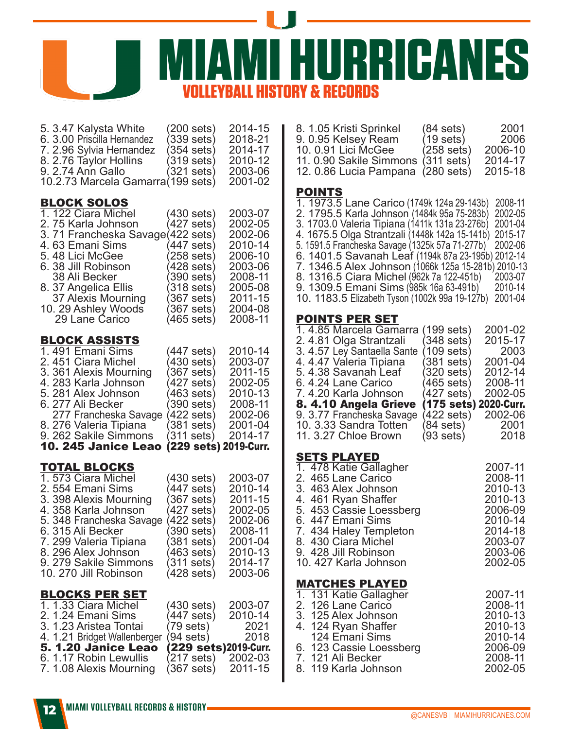# MIAMI HURRICANES

## VOLLEYBALL HISTORY & RECORDS

| Rank | Player | Sets | Years |
|---|---|---|---|
| 5. 3.47 | Kalysta White | (200 sets) | 2014-15 |
| 6. 3.00 | Priscilla Hernandez | (339 sets) | 2018-21 |
| 7. 2.96 | Sylvia Hernandez | (354 sets) | 2014-17 |
| 8. 2.76 | Taylor Hollins | (319 sets) | 2010-12 |
| 9. 2.74 | Ann Gallo | (321 sets) | 2003-06 |
| 10. 2.73 | Marcela Gamarra | (199 sets) | 2001-02 |

### BLOCK SOLOS

| Rank | Player | Sets | Years |
|---|---|---|---|
| 1. 122 | Ciara Michel | (430 sets) | 2003-07 |
| 2. 75 | Karla Johnson | (427 sets) | 2002-05 |
| 3. 71 | Francheska Savage | (422 sets) | 2002-06 |
| 4. 63 | Emani Sims | (447 sets) | 2010-14 |
| 5. 48 | Lici McGee | (258 sets) | 2006-10 |
| 6. 38 | Jill Robinson | (428 sets) | 2003-06 |
| 38 | Ali Becker | (390 sets) | 2008-11 |
| 8. 37 | Angelica Ellis | (318 sets) | 2005-08 |
| 37 | Alexis Mourning | (367 sets) | 2011-15 |
| 10. 29 | Ashley Woods | (367 sets) | 2004-08 |
| 29 | Lane Carico | (465 sets) | 2008-11 |

### BLOCK ASSISTS

| Rank | Player | Sets | Years |
|---|---|---|---|
| 1. 491 | Emani Sims | (447 sets) | 2010-14 |
| 2. 451 | Ciara Michel | (430 sets) | 2003-07 |
| 3. 361 | Alexis Mourning | (367 sets) | 2011-15 |
| 4. 283 | Karla Johnson | (427 sets) | 2002-05 |
| 5. 281 | Alex Johnson | (463 sets) | 2010-13 |
| 6. 277 | Ali Becker | (390 sets) | 2008-11 |
| 277 | Francheska Savage | (422 sets) | 2002-06 |
| 8. 276 | Valeria Tipiana | (381 sets) | 2001-04 |
| 9. 262 | Sakile Simmons | (311 sets) | 2014-17 |
| **10. 245** | **Janice Leao** | **(229 sets)** | **2019-Curr.** |

### TOTAL BLOCKS

| Rank | Player | Sets | Years |
|---|---|---|---|
| 1. 573 | Ciara Michel | (430 sets) | 2003-07 |
| 2. 554 | Emani Sims | (447 sets) | 2010-14 |
| 3. 398 | Alexis Mourning | (367 sets) | 2011-15 |
| 4. 358 | Karla Johnson | (427 sets) | 2002-05 |
| 5. 348 | Francheska Savage | (422 sets) | 2002-06 |
| 6. 315 | Ali Becker | (390 sets) | 2008-11 |
| 7. 299 | Valeria Tipiana | (381 sets) | 2001-04 |
| 8. 296 | Alex Johnson | (463 sets) | 2010-13 |
| 9. 279 | Sakile Simmons | (311 sets) | 2014-17 |
| 10. 270 | Jill Robinson | (428 sets) | 2003-06 |

### BLOCKS PER SET

| Rank | Player | Sets | Years |
|---|---|---|---|
| 1. 1.33 | Ciara Michel | (430 sets) | 2003-07 |
| 2. 1.24 | Emani Sims | (447 sets) | 2010-14 |
| 3. 1.23 | Aristea Tontai | (79 sets) | 2021 |
| 4. 1.21 | Bridget Wallenberger | (94 sets) | 2018 |
| **5. 1.20** | **Janice Leao** | **(229 sets)** | **2019-Curr.** |
| 6. 1.17 | Robin Lewullis | (217 sets) | 2002-03 |
| 7. 1.08 | Alexis Mourning | (367 sets) | 2011-15 |

| Rank | Player | Sets | Years |
|---|---|---|---|
| 8. 1.05 | Kristi Sprinkel | (84 sets) | 2001 |
| 9. 0.95 | Kelsey Ream | (19 sets) | 2006 |
| 10. 0.91 | Lici McGee | (258 sets) | 2006-10 |
| 11. 0.90 | Sakile Simmons | (311 sets) | 2014-17 |
| 12. 0.86 | Lucia Pampana | (280 sets) | 2015-18 |

### POINTS

| Rank | Player | Breakdown | Years |
|---|---|---|---|
| 1. 1973.5 | Lane Carico | (1749k 124a 29-143b) | 2008-11 |
| 2. 1795.5 | Karla Johnson | (1484k 95a 75-283b) | 2002-05 |
| 3. 1703.0 | Valeria Tipiana | (1411k 131a 23-276b) | 2001-04 |
| 4. 1675.5 | Olga Strantzali | (1448k 142a 15-141b) | 2015-17 |
| 5. 1591.5 | Francheska Savage | (1325k 57a 71-277b) | 2002-06 |
| 6. 1401.5 | Savanah Leaf | (1194k 87a 23-195b) | 2012-14 |
| 7. 1346.5 | Alex Johnson | (1066k 125a 15-281b) | 2010-13 |
| 8. 1316.5 | Ciara Michel | (962k 7a 122-451b) | 2003-07 |
| 9. 1309.5 | Emani Sims | (985k 16a 63-491b) | 2010-14 |
| 10. 1183.5 | Elizabeth Tyson | (1002k 99a 19-127b) | 2001-04 |

### POINTS PER SET

| Rank | Player | Sets | Years |
|---|---|---|---|
| 1. 4.85 | Marcela Gamarra | (199 sets) | 2001-02 |
| 2. 4.81 | Olga Strantzali | (348 sets) | 2015-17 |
| 3. 4.57 | Ley Santaella Sante | (109 sets) | 2003 |
| 4. 4.47 | Valeria Tipiana | (381 sets) | 2001-04 |
| 5. 4.38 | Savanah Leaf | (320 sets) | 2012-14 |
| 6. 4.24 | Lane Carico | (465 sets) | 2008-11 |
| 7. 4.20 | Karla Johnson | (427 sets) | 2002-05 |
| **8. 4.10** | **Angela Grieve** | **(175 sets)** | **2020-Curr.** |
| 9. 3.77 | Francheska Savage | (422 sets) | 2002-06 |
| 10. 3.33 | Sandra Totten | (84 sets) | 2001 |
| 11. 3.27 | Chloe Brown | (93 sets) | 2018 |

### SETS PLAYED

| Rank | Player | Years |
|---|---|---|
| 1. 478 | Katie Gallagher | 2007-11 |
| 2. 465 | Lane Carico | 2008-11 |
| 3. 463 | Alex Johnson | 2010-13 |
| 4. 461 | Ryan Shaffer | 2010-13 |
| 5. 453 | Cassie Loessberg | 2006-09 |
| 6. 447 | Emani Sims | 2010-14 |
| 7. 434 | Haley Templeton | 2014-18 |
| 8. 430 | Ciara Michel | 2003-07 |
| 9. 428 | Jill Robinson | 2003-06 |
| 10. 427 | Karla Johnson | 2002-05 |

### MATCHES PLAYED

| Rank | Player | Years |
|---|---|---|
| 1. 131 | Katie Gallagher | 2007-11 |
| 2. 126 | Lane Carico | 2008-11 |
| 3. 125 | Alex Johnson | 2010-13 |
| 4. 124 | Ryan Shaffer | 2010-13 |
| 124 | Emani Sims | 2010-14 |
| 6. 123 | Cassie Loessberg | 2006-09 |
| 7. 121 | Ali Becker | 2008-11 |
| 8. 119 | Karla Johnson | 2002-05 |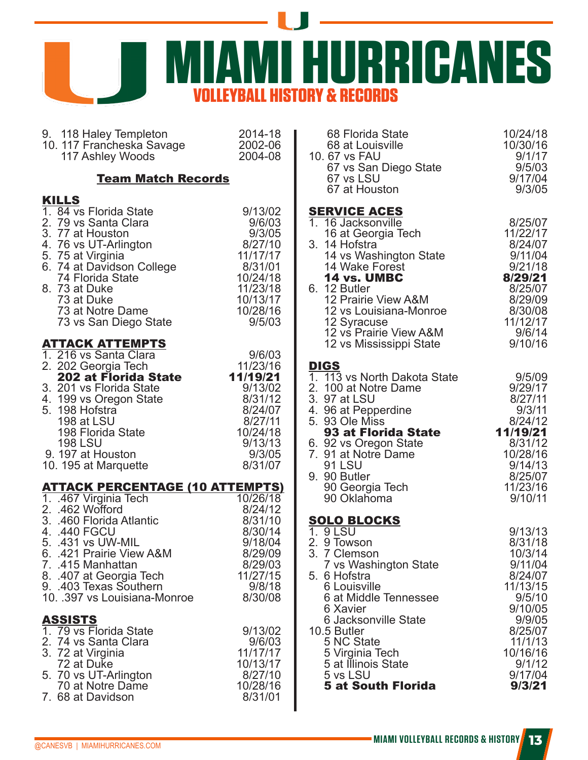# MIAMI HURRICANES

## VOLLEYBALL HISTORY & RECORDS

| | | |
|---|---|---|
| 9. | 118 Haley Templeton | 2014-18 |
| 10. | 117 Francheska Savage | 2002-06 |
| | 117 Ashley Woods | 2004-08 |

### Team Match Records

**KILLS**

| | | |
|---|---|---|
| 1. | 84 vs Florida State | 9/13/02 |
| 2. | 79 vs Santa Clara | 9/6/03 |
| 3. | 77 at Houston | 9/3/05 |
| 4. | 76 vs UT-Arlington | 8/27/10 |
| 5. | 75 at Virginia | 11/17/17 |
| 6. | 74 at Davidson College | 8/31/01 |
| | 74 Florida State | 10/24/18 |
| 8. | 73 at Duke | 11/23/18 |
| | 73 at Duke | 10/13/17 |
| | 73 at Notre Dame | 10/28/16 |
| | 73 vs San Diego State | 9/5/03 |

**ATTACK ATTEMPTS**

| | | |
|---|---|---|
| 1. | 216 vs Santa Clara | 9/6/03 |
| 2. | 202 Georgia Tech | 11/23/16 |
| | **202 at Florida State** | **11/19/21** |
| 3. | 201 vs Florida State | 9/13/02 |
| 4. | 199 vs Oregon State | 8/31/12 |
| 5. | 198 Hofstra | 8/24/07 |
| | 198 at LSU | 8/27/11 |
| | 198 Florida State | 10/24/18 |
| | 198 LSU | 9/13/13 |
| 9. | 197 at Houston | 9/3/05 |
| 10. | 195 at Marquette | 8/31/07 |

**ATTACK PERCENTAGE (10 ATTEMPTS)**

| | | |
|---|---|---|
| 1. | .467 Virginia Tech | 10/26/18 |
| 2. | .462 Wofford | 8/24/12 |
| 3. | .460 Florida Atlantic | 8/31/10 |
| 4. | .440 FGCU | 8/30/14 |
| 5. | .431 vs UW-MIL | 9/18/04 |
| 6. | .421 Prairie View A&M | 8/29/09 |
| 7. | .415 Manhattan | 8/29/03 |
| 8. | .407 at Georgia Tech | 11/27/15 |
| 9. | .403 Texas Southern | 9/8/18 |
| 10. | .397 vs Louisiana-Monroe | 8/30/08 |

**ASSISTS**

| | | |
|---|---|---|
| 1. | 79 vs Florida State | 9/13/02 |
| 2. | 74 vs Santa Clara | 9/6/03 |
| 3. | 72 at Virginia | 11/17/17 |
| | 72 at Duke | 10/13/17 |
| 5. | 70 vs UT-Arlington | 8/27/10 |
| | 70 at Notre Dame | 10/28/16 |
| 7. | 68 at Davidson | 8/31/01 |
| | 68 Florida State | 10/24/18 |
| | 68 at Louisville | 10/30/16 |
| 10. | 67 vs FAU | 9/1/17 |
| | 67 vs San Diego State | 9/5/03 |
| | 67 vs LSU | 9/17/04 |
| | 67 at Houston | 9/3/05 |

**SERVICE ACES**

| | | |
|---|---|---|
| 1. | 16 Jacksonville | 8/25/07 |
| | 16 at Georgia Tech | 11/22/17 |
| 3. | 14 Hofstra | 8/24/07 |
| | 14 vs Washington State | 9/11/04 |
| | 14 Wake Forest | 9/21/18 |
| | **14 vs. UMBC** | **8/29/21** |
| 6. | 12 Butler | 8/25/07 |
| | 12 Prairie View A&M | 8/29/09 |
| | 12 vs Louisiana-Monroe | 8/30/08 |
| | 12 Syracuse | 11/12/17 |
| | 12 vs Prairie View A&M | 9/6/14 |
| | 12 vs Mississippi State | 9/10/16 |

**DIGS**

| | | |
|---|---|---|
| 1. | 113 vs North Dakota State | 9/5/09 |
| 2. | 100 at Notre Dame | 9/29/17 |
| 3. | 97 at LSU | 8/27/11 |
| 4. | 96 at Pepperdine | 9/3/11 |
| 5. | 93 Ole Miss | 8/24/12 |
| | **93 at Florida State** | **11/19/21** |
| 6. | 92 vs Oregon State | 8/31/12 |
| 7. | 91 at Notre Dame | 10/28/16 |
| | 91 LSU | 9/14/13 |
| 9. | 90 Butler | 8/25/07 |
| | 90 Georgia Tech | 11/23/16 |
| | 90 Oklahoma | 9/10/11 |

**SOLO BLOCKS**

| | | |
|---|---|---|
| 1. | 9 LSU | 9/13/13 |
| 2. | 9 Towson | 8/31/18 |
| 3. | 7 Clemson | 10/3/14 |
| | 7 vs Washington State | 9/11/04 |
| 5. | 6 Hofstra | 8/24/07 |
| | 6 Louisville | 11/13/15 |
| | 6 at Middle Tennessee | 9/5/10 |
| | 6 Xavier | 9/10/05 |
| | 6 Jacksonville State | 9/9/05 |
| 10. | 5 Butler | 8/25/07 |
| | 5 NC State | 11/1/13 |
| | 5 Virginia Tech | 10/16/16 |
| | 5 at Illinois State | 9/1/12 |
| | 5 vs LSU | 9/17/04 |
| | **5 at South Florida** | **9/3/21** |

@CANESVB | MIAMIHURRICANES.COM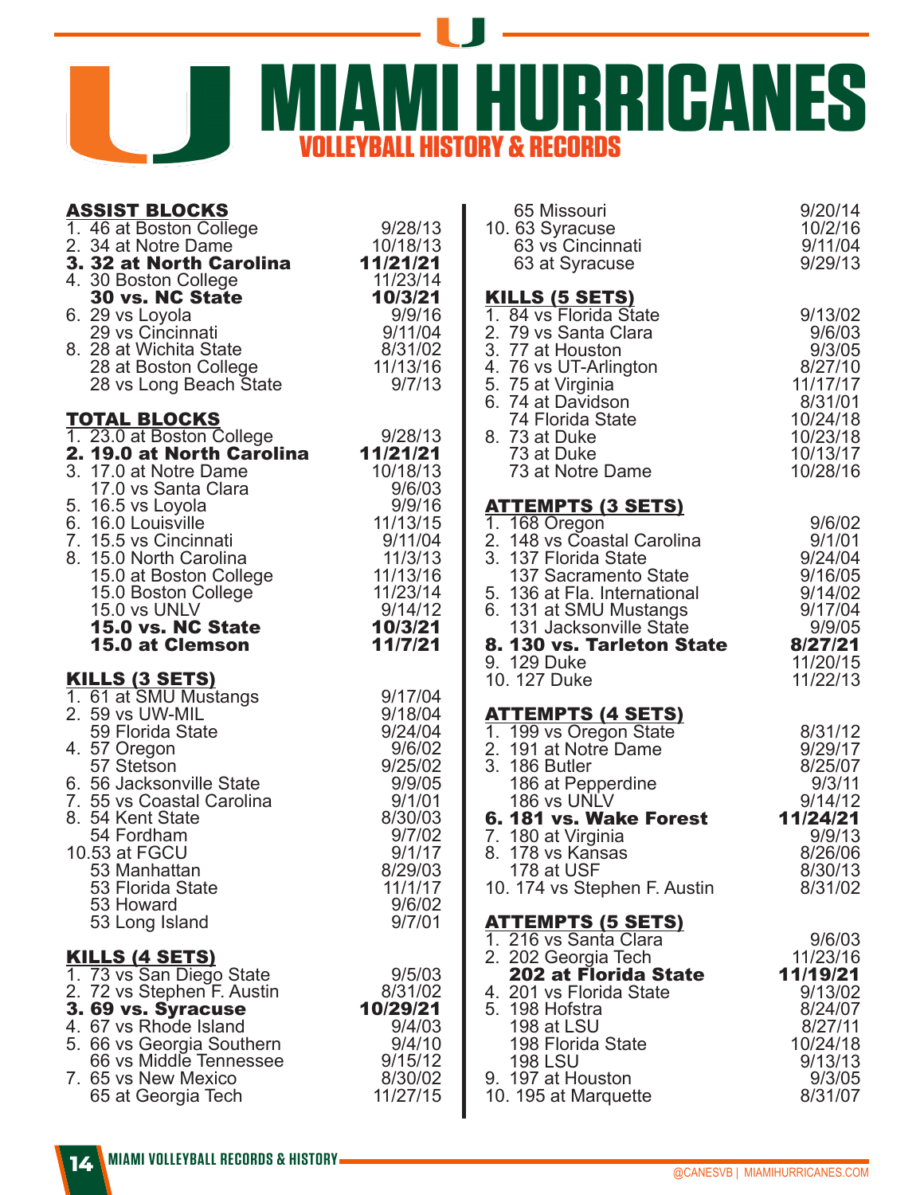# MIAMI HURRICANES

## VOLLEYBALL HISTORY & RECORDS

### ASSIST BLOCKS

| Rank | Record | Date |
|---|---|---|
| 1. | 46 at Boston College | 9/28/13 |
| 2. | 34 at Notre Dame | 10/18/13 |
| **3.** | **32 at North Carolina** | **11/21/21** |
| 4. | 30 Boston College | 11/23/14 |
| | **30 vs. NC State** | **10/3/21** |
| 6. | 29 vs Loyola | 9/9/16 |
| | 29 vs Cincinnati | 9/11/04 |
| 8. | 28 at Wichita State | 8/31/02 |
| | 28 at Boston College | 11/13/16 |
| | 28 vs Long Beach State | 9/7/13 |

### TOTAL BLOCKS

| Rank | Record | Date |
|---|---|---|
| 1. | 23.0 at Boston College | 9/28/13 |
| **2.** | **19.0 at North Carolina** | **11/21/21** |
| 3. | 17.0 at Notre Dame | 10/18/13 |
| | 17.0 vs Santa Clara | 9/6/03 |
| 5. | 16.5 vs Loyola | 9/9/16 |
| 6. | 16.0 Louisville | 11/13/15 |
| 7. | 15.5 vs Cincinnati | 9/11/04 |
| 8. | 15.0 North Carolina | 11/3/13 |
| | 15.0 at Boston College | 11/13/16 |
| | 15.0 Boston College | 11/23/14 |
| | 15.0 vs UNLV | 9/14/12 |
| | **15.0 vs. NC State** | **10/3/21** |
| | **15.0 at Clemson** | **11/7/21** |

### KILLS (3 SETS)

| Rank | Record | Date |
|---|---|---|
| 1. | 61 at SMU Mustangs | 9/17/04 |
| 2. | 59 vs UW-MIL | 9/18/04 |
| | 59 Florida State | 9/24/04 |
| 4. | 57 Oregon | 9/6/02 |
| | 57 Stetson | 9/25/02 |
| 6. | 56 Jacksonville State | 9/9/05 |
| 7. | 55 vs Coastal Carolina | 9/1/01 |
| 8. | 54 Kent State | 8/30/03 |
| | 54 Fordham | 9/7/02 |
| 10. | 53 at FGCU | 9/1/17 |
| | 53 Manhattan | 8/29/03 |
| | 53 Florida State | 11/1/17 |
| | 53 Howard | 9/6/02 |
| | 53 Long Island | 9/7/01 |

### KILLS (4 SETS)

| Rank | Record | Date |
|---|---|---|
| 1. | 73 vs San Diego State | 9/5/03 |
| 2. | 72 vs Stephen F. Austin | 8/31/02 |
| **3.** | **69 vs. Syracuse** | **10/29/21** |
| 4. | 67 vs Rhode Island | 9/4/03 |
| 5. | 66 vs Georgia Southern | 9/4/10 |
| | 66 vs Middle Tennessee | 9/15/12 |
| 7. | 65 vs New Mexico | 8/30/02 |
| | 65 at Georgia Tech | 11/27/15 |
| | 65 Missouri | 9/20/14 |
| 10. | 63 Syracuse | 10/2/16 |
| | 63 vs Cincinnati | 9/11/04 |
| | 63 at Syracuse | 9/29/13 |

### KILLS (5 SETS)

| Rank | Record | Date |
|---|---|---|
| 1. | 84 vs Florida State | 9/13/02 |
| 2. | 79 vs Santa Clara | 9/6/03 |
| 3. | 77 at Houston | 9/3/05 |
| 4. | 76 vs UT-Arlington | 8/27/10 |
| 5. | 75 at Virginia | 11/17/17 |
| 6. | 74 at Davidson | 8/31/01 |
| | 74 Florida State | 10/24/18 |
| 8. | 73 at Duke | 10/23/18 |
| | 73 at Duke | 10/13/17 |
| | 73 at Notre Dame | 10/28/16 |

### ATTEMPTS (3 SETS)

| Rank | Record | Date |
|---|---|---|
| 1. | 168 Oregon | 9/6/02 |
| 2. | 148 vs Coastal Carolina | 9/1/01 |
| 3. | 137 Florida State | 9/24/04 |
| | 137 Sacramento State | 9/16/05 |
| 5. | 136 at Fla. International | 9/14/02 |
| 6. | 131 at SMU Mustangs | 9/17/04 |
| | 131 Jacksonville State | 9/9/05 |
| **8.** | **130 vs. Tarleton State** | **8/27/21** |
| 9. | 129 Duke | 11/20/15 |
| 10. | 127 Duke | 11/22/13 |

### ATTEMPTS (4 SETS)

| Rank | Record | Date |
|---|---|---|
| 1. | 199 vs Oregon State | 8/31/12 |
| 2. | 191 at Notre Dame | 9/29/17 |
| 3. | 186 Butler | 8/25/07 |
| | 186 at Pepperdine | 9/3/11 |
| | 186 vs UNLV | 9/14/12 |
| **6.** | **181 vs. Wake Forest** | **11/24/21** |
| 7. | 180 at Virginia | 9/9/13 |
| 8. | 178 vs Kansas | 8/26/06 |
| | 178 at USF | 8/30/13 |
| 10. | 174 vs Stephen F. Austin | 8/31/02 |

### ATTEMPTS (5 SETS)

| Rank | Record | Date |
|---|---|---|
| 1. | 216 vs Santa Clara | 9/6/03 |
| 2. | 202 Georgia Tech | 11/23/16 |
| | **202 at Florida State** | **11/19/21** |
| 4. | 201 vs Florida State | 9/13/02 |
| 5. | 198 Hofstra | 8/24/07 |
| | 198 at LSU | 8/27/11 |
| | 198 Florida State | 10/24/18 |
| | 198 LSU | 9/13/13 |
| 9. | 197 at Houston | 9/3/05 |
| 10. | 195 at Marquette | 8/31/07 |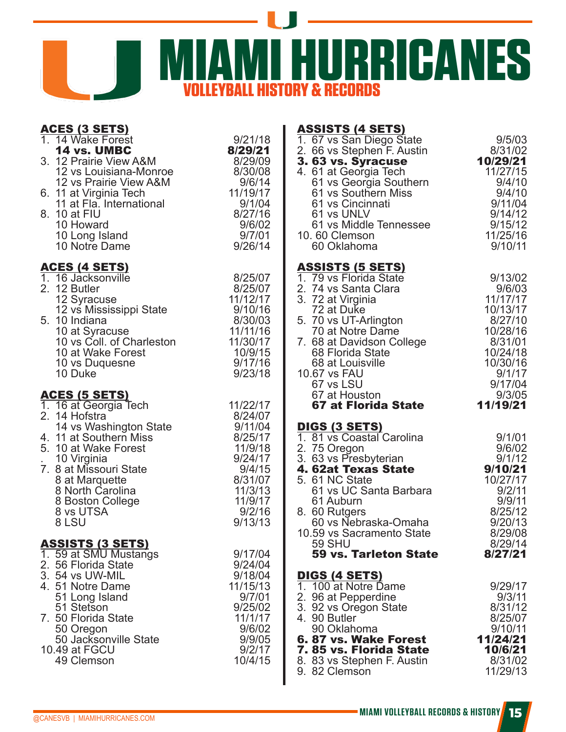# MIAMI HURRICANES

## VOLLEYBALL HISTORY & RECORDS

### ACES (3 SETS)

| | | |
|---|---|---|
| 1. | 14 Wake Forest | 9/21/18 |
| | **14 vs. UMBC** | **8/29/21** |
| 3. | 12 Prairie View A&M | 8/29/09 |
| | 12 vs Louisiana-Monroe | 8/30/08 |
| | 12 vs Prairie View A&M | 9/6/14 |
| 6. | 11 at Virginia Tech | 11/19/17 |
| | 11 at Fla. International | 9/1/04 |
| 8. | 10 at FIU | 8/27/16 |
| | 10 Howard | 9/6/02 |
| | 10 Long Island | 9/7/01 |
| | 10 Notre Dame | 9/26/14 |

### ACES (4 SETS)

| | | |
|---|---|---|
| 1. | 16 Jacksonville | 8/25/07 |
| 2. | 12 Butler | 8/25/07 |
| | 12 Syracuse | 11/12/17 |
| | 12 vs Mississippi State | 9/10/16 |
| 5. | 10 Indiana | 8/30/03 |
| | 10 at Syracuse | 11/11/16 |
| | 10 vs Coll. of Charleston | 11/30/17 |
| | 10 at Wake Forest | 10/9/15 |
| | 10 vs Duquesne | 9/17/16 |
| | 10 Duke | 9/23/18 |

### ACES (5 SETS)

| | | |
|---|---|---|
| 1. | 16 at Georgia Tech | 11/22/17 |
| 2. | 14 Hofstra | 8/24/07 |
| | 14 vs Washington State | 9/11/04 |
| 4. | 11 at Southern Miss | 8/25/17 |
| 5. | 10 at Wake Forest | 11/9/18 |
| . | 10 Virginia | 9/24/17 |
| 7. | 8 at Missouri State | 9/4/15 |
| | 8 at Marquette | 8/31/07 |
| | 8 North Carolina | 11/3/13 |
| | 8 Boston College | 11/9/17 |
| | 8 vs UTSA | 9/2/16 |
| | 8 LSU | 9/13/13 |

### ASSISTS (3 SETS)

| | | |
|---|---|---|
| 1. | 59 at SMU Mustangs | 9/17/04 |
| 2. | 56 Florida State | 9/24/04 |
| 3. | 54 vs UW-MIL | 9/18/04 |
| 4. | 51 Notre Dame | 11/15/13 |
| | 51 Long Island | 9/7/01 |
| | 51 Stetson | 9/25/02 |
| 7. | 50 Florida State | 11/1/17 |
| | 50 Oregon | 9/6/02 |
| | 50 Jacksonville State | 9/9/05 |
| 10. | 49 at FGCU | 9/2/17 |
| | 49 Clemson | 10/4/15 |

### ASSISTS (4 SETS)

| | | |
|---|---|---|
| 1. | 67 vs San Diego State | 9/5/03 |
| 2. | 66 vs Stephen F. Austin | 8/31/02 |
| **3.** | **63 vs. Syracuse** | **10/29/21** |
| 4. | 61 at Georgia Tech | 11/27/15 |
| | 61 vs Georgia Southern | 9/4/10 |
| | 61 vs Southern Miss | 9/4/10 |
| | 61 vs Cincinnati | 9/11/04 |
| | 61 vs UNLV | 9/14/12 |
| | 61 vs Middle Tennessee | 9/15/12 |
| 10. | 60 Clemson | 11/25/16 |
| | 60 Oklahoma | 9/10/11 |

### ASSISTS (5 SETS)

| | | |
|---|---|---|
| 1. | 79 vs Florida State | 9/13/02 |
| 2. | 74 vs Santa Clara | 9/6/03 |
| 3. | 72 at Virginia | 11/17/17 |
| | 72 at Duke | 10/13/17 |
| 5. | 70 vs UT-Arlington | 8/27/10 |
| | 70 at Notre Dame | 10/28/16 |
| 7. | 68 at Davidson College | 8/31/01 |
| | 68 Florida State | 10/24/18 |
| | 68 at Louisville | 10/30/16 |
| 10. | 67 vs FAU | 9/1/17 |
| | 67 vs LSU | 9/17/04 |
| | 67 at Houston | 9/3/05 |
| | **67 at Florida State** | **11/19/21** |

### DIGS (3 SETS)

| | | |
|---|---|---|
| 1. | 81 vs Coastal Carolina | 9/1/01 |
| 2. | 75 Oregon | 9/6/02 |
| 3. | 63 vs Presbyterian | 9/1/12 |
| **4.** | **62at Texas State** | **9/10/21** |
| 5. | 61 NC State | 10/27/17 |
| | 61 vs UC Santa Barbara | 9/2/11 |
| | 61 Auburn | 9/9/11 |
| 8. | 60 Rutgers | 8/25/12 |
| | 60 vs Nebraska-Omaha | 9/20/13 |
| 10. | 59 vs Sacramento State | 8/29/08 |
| | 59 SHU | 8/29/14 |
| | **59 vs. Tarleton State** | **8/27/21** |

### DIGS (4 SETS)

| | | |
|---|---|---|
| 1. | 100 at Notre Dame | 9/29/17 |
| 2. | 96 at Pepperdine | 9/3/11 |
| 3. | 92 vs Oregon State | 8/31/12 |
| 4. | 90 Butler | 8/25/07 |
| | 90 Oklahoma | 9/10/11 |
| **6.** | **87 vs. Wake Forest** | **11/24/21** |
| **7.** | **85 vs. Florida State** | **10/6/21** |
| 8. | 83 vs Stephen F. Austin | 8/31/02 |
| 9. | 82 Clemson | 11/29/13 |

@CANESVB | MIAMIHURRICANES.COM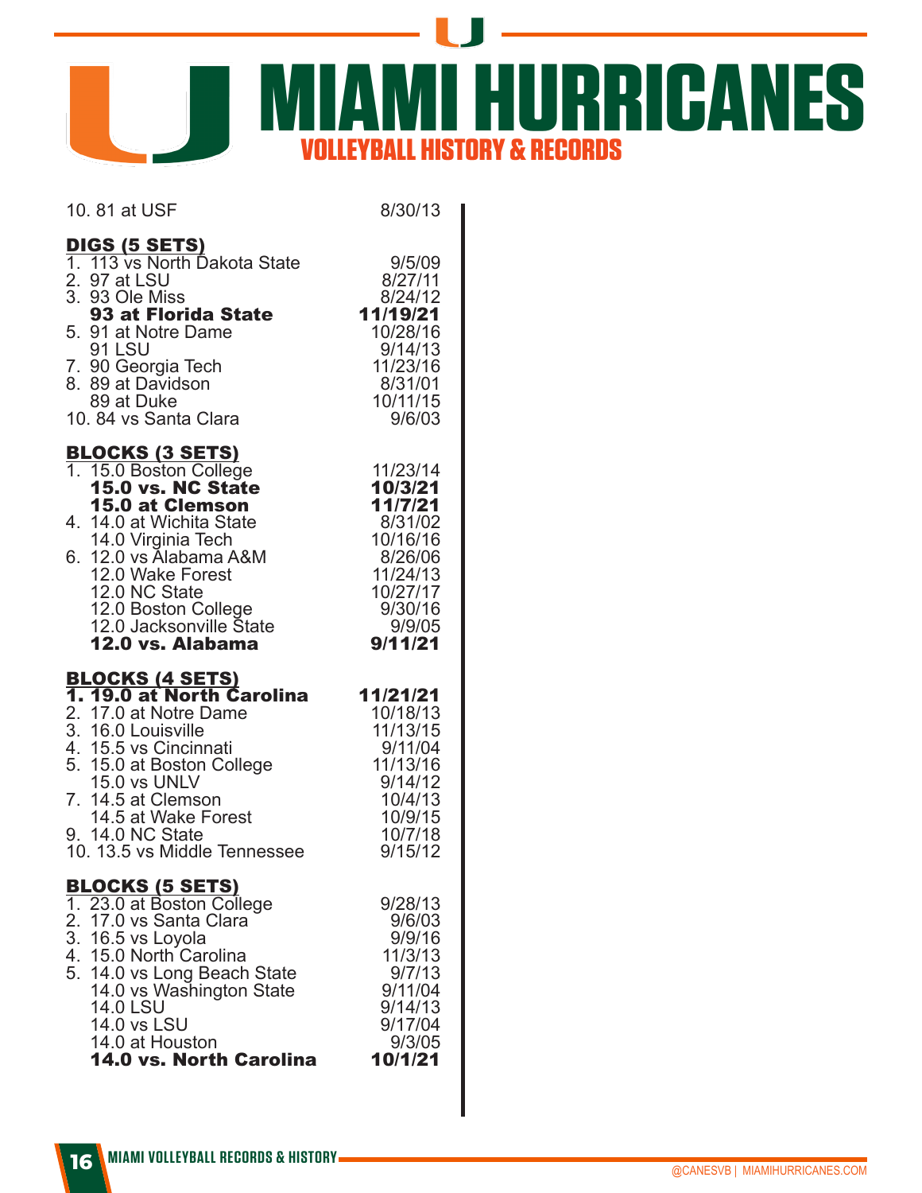10. 81 at USF 8/30/13

## DIGS (5 SETS)

| | | |
|---|---|---|
| 1. | 113 vs North Dakota State | 9/5/09 |
| 2. | 97 at LSU | 8/27/11 |
| 3. | 93 Ole Miss | 8/24/12 |
| | **93 at Florida State** | **11/19/21** |
| 5. | 91 at Notre Dame | 10/28/16 |
| | 91 LSU | 9/14/13 |
| 7. | 90 Georgia Tech | 11/23/16 |
| 8. | 89 at Davidson | 8/31/01 |
| | 89 at Duke | 10/11/15 |
| 10. | 84 vs Santa Clara | 9/6/03 |

## BLOCKS (3 SETS)

| | | |
|---|---|---|
| 1. | 15.0 Boston College | 11/23/14 |
| | **15.0 vs. NC State** | **10/3/21** |
| | **15.0 at Clemson** | **11/7/21** |
| 4. | 14.0 at Wichita State | 8/31/02 |
| | 14.0 Virginia Tech | 10/16/16 |
| 6. | 12.0 vs Alabama A&M | 8/26/06 |
| | 12.0 Wake Forest | 11/24/13 |
| | 12.0 NC State | 10/27/17 |
| | 12.0 Boston College | 9/30/16 |
| | 12.0 Jacksonville State | 9/9/05 |
| | **12.0 vs. Alabama** | **9/11/21** |

## BLOCKS (4 SETS)

| | | |
|---|---|---|
| **1.** | **19.0 at North Carolina** | **11/21/21** |
| 2. | 17.0 at Notre Dame | 10/18/13 |
| 3. | 16.0 Louisville | 11/13/15 |
| 4. | 15.5 vs Cincinnati | 9/11/04 |
| 5. | 15.0 at Boston College | 11/13/16 |
| | 15.0 vs UNLV | 9/14/12 |
| 7. | 14.5 at Clemson | 10/4/13 |
| | 14.5 at Wake Forest | 10/9/15 |
| 9. | 14.0 NC State | 10/7/18 |
| 10. | 13.5 vs Middle Tennessee | 9/15/12 |

## BLOCKS (5 SETS)

| | | |
|---|---|---|
| 1. | 23.0 at Boston College | 9/28/13 |
| 2. | 17.0 vs Santa Clara | 9/6/03 |
| 3. | 16.5 vs Loyola | 9/9/16 |
| 4. | 15.0 North Carolina | 11/3/13 |
| 5. | 14.0 vs Long Beach State | 9/7/13 |
| | 14.0 vs Washington State | 9/11/04 |
| | 14.0 LSU | 9/14/13 |
| | 14.0 vs LSU | 9/17/04 |
| | 14.0 at Houston | 9/3/05 |
| | **14.0 vs. North Carolina** | **10/1/21** |